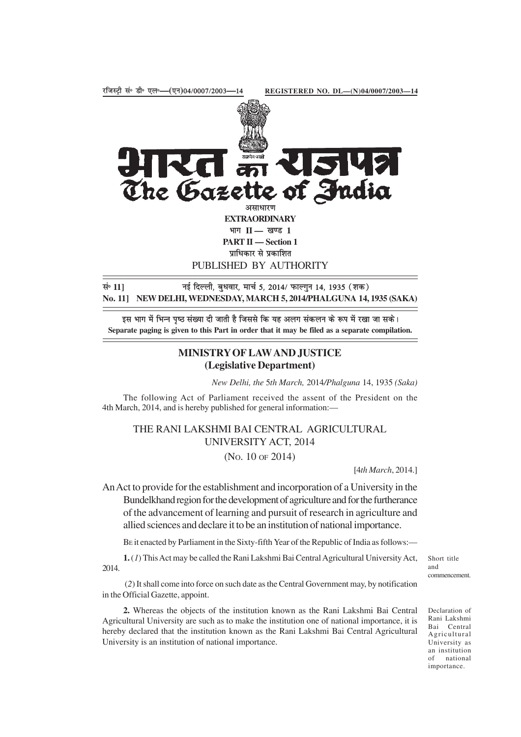रजिस्ट्री सं॰ डी॰ एल॰—(एन)04/0007/2003—14 REGISTERED NO. DL—(N)04/0007/2003—14

# भारत का राजपत्र
# The Gazette of India

असाधारण
**EXTRAORDINARY**
भाग II — खण्ड 1
**PART II — Section 1**
प्राधिकार से प्रकाशित
PUBLISHED BY AUTHORITY

सं॰ 11] नई दिल्ली, बुधवार, मार्च 5, 2014/ फाल्गुन 14, 1935 (शक)
**No. 11] NEW DELHI, WEDNESDAY, MARCH 5, 2014/PHALGUNA 14, 1935 (SAKA)**

इस भाग में भिन्न पृष्ठ संख्या दी जाती है जिससे कि यह अलग संकलन के रूप में रखा जा सके।
**Separate paging is given to this Part in order that it may be filed as a separate compilation.**

## MINISTRY OF LAW AND JUSTICE
## (Legislative Department)

*New Delhi, the 5th March,* 2014/*Phalguna* 14, 1935 *(Saka)*

The following Act of Parliament received the assent of the President on the 4th March, 2014, and is hereby published for general information:—

## THE RANI LAKSHMI BAI CENTRAL AGRICULTURAL UNIVERSITY ACT, 2014

(No. 10 of 2014)

[4*th March*, 2014.]

An Act to provide for the establishment and incorporation of a University in the Bundelkhand region for the development of agriculture and for the furtherance of the advancement of learning and pursuit of research in agriculture and allied sciences and declare it to be an institution of national importance.

Be it enacted by Parliament in the Sixty-fifth Year of the Republic of India as follows:—

Short title and commencement.

**1.** (*1*) This Act may be called the Rani Lakshmi Bai Central Agricultural University Act, 2014.

(*2*) It shall come into force on such date as the Central Government may, by notification in the Official Gazette, appoint.

Declaration of Rani Lakshmi Bai Central Agricultural University as an institution of national importance.

**2.** Whereas the objects of the institution known as the Rani Lakshmi Bai Central Agricultural University are such as to make the institution one of national importance, it is hereby declared that the institution known as the Rani Lakshmi Bai Central Agricultural University is an institution of national importance.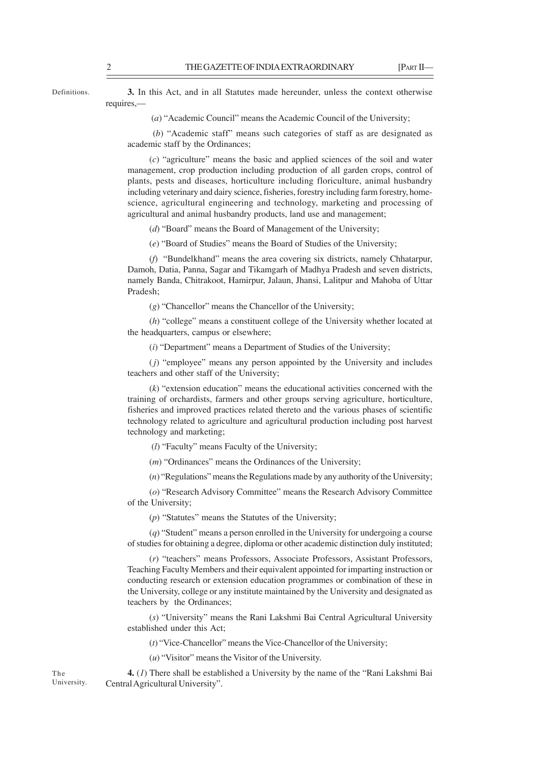Definitions.

**3.** In this Act, and in all Statutes made hereunder, unless the context otherwise requires,—

(*a*) "Academic Council" means the Academic Council of the University;

(*b*) "Academic staff" means such categories of staff as are designated as academic staff by the Ordinances;

(*c*) "agriculture" means the basic and applied sciences of the soil and water management, crop production including production of all garden crops, control of plants, pests and diseases, horticulture including floriculture, animal husbandry including veterinary and dairy science, fisheries, forestry including farm forestry, home-science, agricultural engineering and technology, marketing and processing of agricultural and animal husbandry products, land use and management;

(*d*) "Board" means the Board of Management of the University;

(*e*) "Board of Studies" means the Board of Studies of the University;

(*f*) "Bundelkhand" means the area covering six districts, namely Chhatarpur, Damoh, Datia, Panna, Sagar and Tikamgarh of Madhya Pradesh and seven districts, namely Banda, Chitrakoot, Hamirpur, Jalaun, Jhansi, Lalitpur and Mahoba of Uttar Pradesh;

(*g*) "Chancellor" means the Chancellor of the University;

(*h*) "college" means a constituent college of the University whether located at the headquarters, campus or elsewhere;

(*i*) "Department" means a Department of Studies of the University;

(*j*) "employee" means any person appointed by the University and includes teachers and other staff of the University;

(*k*) "extension education" means the educational activities concerned with the training of orchardists, farmers and other groups serving agriculture, horticulture, fisheries and improved practices related thereto and the various phases of scientific technology related to agriculture and agricultural production including post harvest technology and marketing;

(*l*) "Faculty" means Faculty of the University;

(*m*) "Ordinances" means the Ordinances of the University;

(*n*) "Regulations" means the Regulations made by any authority of the University;

(*o*) "Research Advisory Committee" means the Research Advisory Committee of the University;

(*p*) "Statutes" means the Statutes of the University;

(*q*) "Student" means a person enrolled in the University for undergoing a course of studies for obtaining a degree, diploma or other academic distinction duly instituted;

(*r*) "teachers" means Professors, Associate Professors, Assistant Professors, Teaching Faculty Members and their equivalent appointed for imparting instruction or conducting research or extension education programmes or combination of these in the University, college or any institute maintained by the University and designated as teachers by the Ordinances;

(*s*) "University" means the Rani Lakshmi Bai Central Agricultural University established under this Act;

(*t*) "Vice-Chancellor" means the Vice-Chancellor of the University;

(*u*) "Visitor" means the Visitor of the University.

The University.

**4.** (*1*) There shall be established a University by the name of the "Rani Lakshmi Bai Central Agricultural University".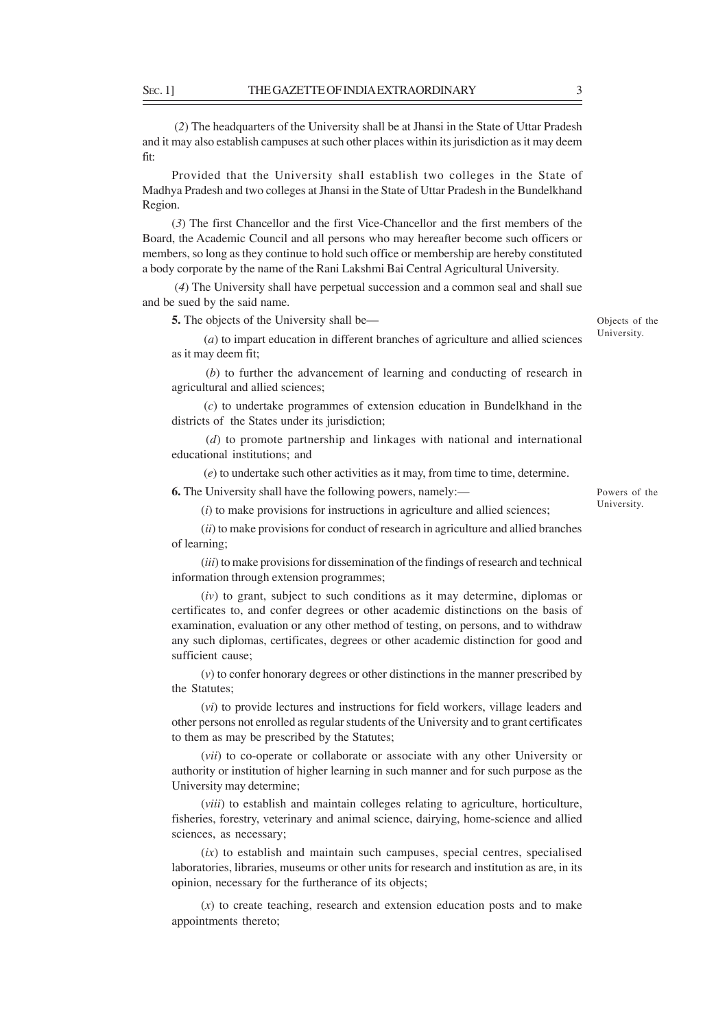(*2*) The headquarters of the University shall be at Jhansi in the State of Uttar Pradesh and it may also establish campuses at such other places within its jurisdiction as it may deem fit:

Provided that the University shall establish two colleges in the State of Madhya Pradesh and two colleges at Jhansi in the State of Uttar Pradesh in the Bundelkhand Region.

(*3*) The first Chancellor and the first Vice-Chancellor and the first members of the Board, the Academic Council and all persons who may hereafter become such officers or members, so long as they continue to hold such office or membership are hereby constituted a body corporate by the name of the Rani Lakshmi Bai Central Agricultural University.

(*4*) The University shall have perpetual succession and a common seal and shall sue and be sued by the said name.

Objects of the University.

**5.** The objects of the University shall be—

(*a*) to impart education in different branches of agriculture and allied sciences as it may deem fit;

(*b*) to further the advancement of learning and conducting of research in agricultural and allied sciences;

(*c*) to undertake programmes of extension education in Bundelkhand in the districts of the States under its jurisdiction;

(*d*) to promote partnership and linkages with national and international educational institutions; and

(*e*) to undertake such other activities as it may, from time to time, determine.

Powers of the University.

**6.** The University shall have the following powers, namely:—

(*i*) to make provisions for instructions in agriculture and allied sciences;

(*ii*) to make provisions for conduct of research in agriculture and allied branches of learning;

(*iii*) to make provisions for dissemination of the findings of research and technical information through extension programmes;

(*iv*) to grant, subject to such conditions as it may determine, diplomas or certificates to, and confer degrees or other academic distinctions on the basis of examination, evaluation or any other method of testing, on persons, and to withdraw any such diplomas, certificates, degrees or other academic distinction for good and sufficient cause;

(*v*) to confer honorary degrees or other distinctions in the manner prescribed by the Statutes;

(*vi*) to provide lectures and instructions for field workers, village leaders and other persons not enrolled as regular students of the University and to grant certificates to them as may be prescribed by the Statutes;

(*vii*) to co-operate or collaborate or associate with any other University or authority or institution of higher learning in such manner and for such purpose as the University may determine;

(*viii*) to establish and maintain colleges relating to agriculture, horticulture, fisheries, forestry, veterinary and animal science, dairying, home-science and allied sciences, as necessary;

(*ix*) to establish and maintain such campuses, special centres, specialised laboratories, libraries, museums or other units for research and institution as are, in its opinion, necessary for the furtherance of its objects;

(*x*) to create teaching, research and extension education posts and to make appointments thereto;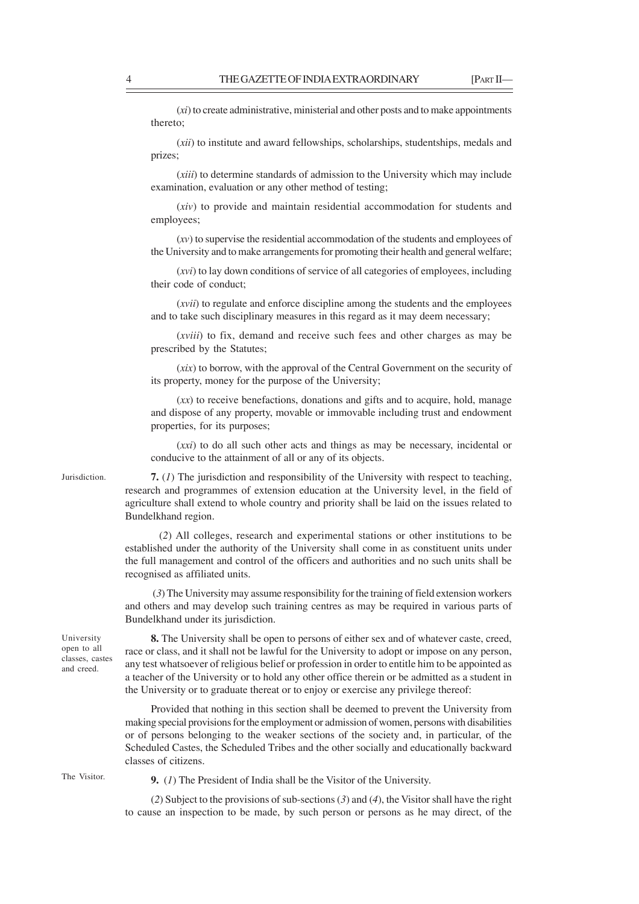(*xi*) to create administrative, ministerial and other posts and to make appointments thereto;

(*xii*) to institute and award fellowships, scholarships, studentships, medals and prizes;

(*xiii*) to determine standards of admission to the University which may include examination, evaluation or any other method of testing;

(*xiv*) to provide and maintain residential accommodation for students and employees;

(*xv*) to supervise the residential accommodation of the students and employees of the University and to make arrangements for promoting their health and general welfare;

(*xvi*) to lay down conditions of service of all categories of employees, including their code of conduct;

(*xvii*) to regulate and enforce discipline among the students and the employees and to take such disciplinary measures in this regard as it may deem necessary;

(*xviii*) to fix, demand and receive such fees and other charges as may be prescribed by the Statutes;

(*xix*) to borrow, with the approval of the Central Government on the security of its property, money for the purpose of the University;

(*xx*) to receive benefactions, donations and gifts and to acquire, hold, manage and dispose of any property, movable or immovable including trust and endowment properties, for its purposes;

(*xxi*) to do all such other acts and things as may be necessary, incidental or conducive to the attainment of all or any of its objects.

Jurisdiction.

**7.** (*1*) The jurisdiction and responsibility of the University with respect to teaching, research and programmes of extension education at the University level, in the field of agriculture shall extend to whole country and priority shall be laid on the issues related to Bundelkhand region.

(*2*) All colleges, research and experimental stations or other institutions to be established under the authority of the University shall come in as constituent units under the full management and control of the officers and authorities and no such units shall be recognised as affiliated units.

(*3*) The University may assume responsibility for the training of field extension workers and others and may develop such training centres as may be required in various parts of Bundelkhand under its jurisdiction.

University open to all classes, castes and creed.

**8.** The University shall be open to persons of either sex and of whatever caste, creed, race or class, and it shall not be lawful for the University to adopt or impose on any person, any test whatsoever of religious belief or profession in order to entitle him to be appointed as a teacher of the University or to hold any other office therein or be admitted as a student in the University or to graduate thereat or to enjoy or exercise any privilege thereof:

Provided that nothing in this section shall be deemed to prevent the University from making special provisions for the employment or admission of women, persons with disabilities or of persons belonging to the weaker sections of the society and, in particular, of the Scheduled Castes, the Scheduled Tribes and the other socially and educationally backward classes of citizens.

The Visitor.

**9.** (*1*) The President of India shall be the Visitor of the University.

(*2*) Subject to the provisions of sub-sections (*3*) and (*4*), the Visitor shall have the right to cause an inspection to be made, by such person or persons as he may direct, of the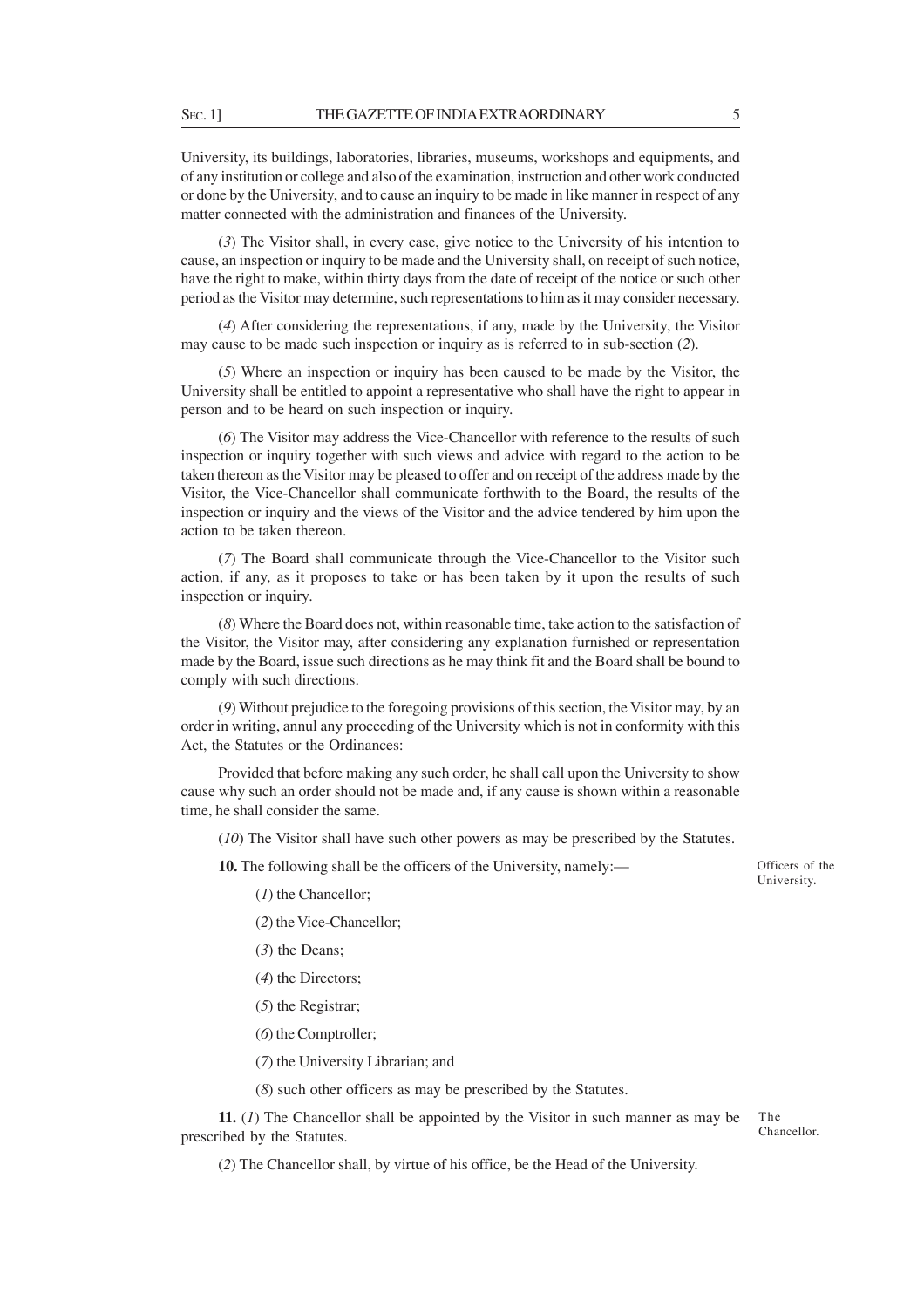University, its buildings, laboratories, libraries, museums, workshops and equipments, and of any institution or college and also of the examination, instruction and other work conducted or done by the University, and to cause an inquiry to be made in like manner in respect of any matter connected with the administration and finances of the University.

(*3*) The Visitor shall, in every case, give notice to the University of his intention to cause, an inspection or inquiry to be made and the University shall, on receipt of such notice, have the right to make, within thirty days from the date of receipt of the notice or such other period as the Visitor may determine, such representations to him as it may consider necessary.

(*4*) After considering the representations, if any, made by the University, the Visitor may cause to be made such inspection or inquiry as is referred to in sub-section (*2*).

(*5*) Where an inspection or inquiry has been caused to be made by the Visitor, the University shall be entitled to appoint a representative who shall have the right to appear in person and to be heard on such inspection or inquiry.

(*6*) The Visitor may address the Vice-Chancellor with reference to the results of such inspection or inquiry together with such views and advice with regard to the action to be taken thereon as the Visitor may be pleased to offer and on receipt of the address made by the Visitor, the Vice-Chancellor shall communicate forthwith to the Board, the results of the inspection or inquiry and the views of the Visitor and the advice tendered by him upon the action to be taken thereon.

(*7*) The Board shall communicate through the Vice-Chancellor to the Visitor such action, if any, as it proposes to take or has been taken by it upon the results of such inspection or inquiry.

(*8*) Where the Board does not, within reasonable time, take action to the satisfaction of the Visitor, the Visitor may, after considering any explanation furnished or representation made by the Board, issue such directions as he may think fit and the Board shall be bound to comply with such directions.

(*9*) Without prejudice to the foregoing provisions of this section, the Visitor may, by an order in writing, annul any proceeding of the University which is not in conformity with this Act, the Statutes or the Ordinances:

Provided that before making any such order, he shall call upon the University to show cause why such an order should not be made and, if any cause is shown within a reasonable time, he shall consider the same.

(*10*) The Visitor shall have such other powers as may be prescribed by the Statutes.

Officers of the University.

**10.** The following shall be the officers of the University, namely:—

(*1*) the Chancellor;

(*2*) the Vice-Chancellor;

(*3*) the Deans;

(*4*) the Directors;

(*5*) the Registrar;

(*6*) the Comptroller;

(*7*) the University Librarian; and

(*8*) such other officers as may be prescribed by the Statutes.

The Chancellor.

**11.** (*1*) The Chancellor shall be appointed by the Visitor in such manner as may be prescribed by the Statutes.

(*2*) The Chancellor shall, by virtue of his office, be the Head of the University.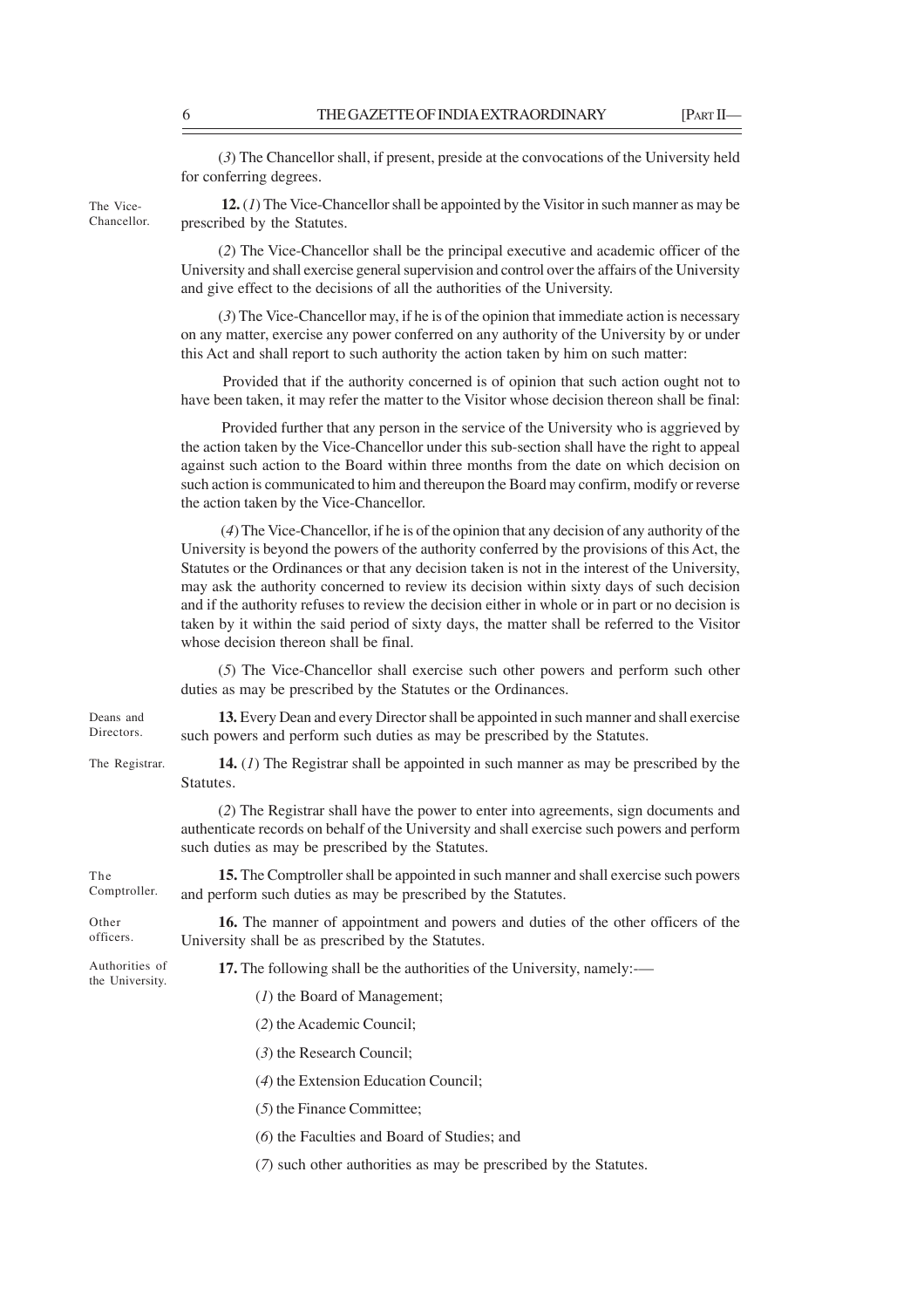(*3*) The Chancellor shall, if present, preside at the convocations of the University held for conferring degrees.

The Vice-Chancellor.

**12.** (*1*) The Vice-Chancellor shall be appointed by the Visitor in such manner as may be prescribed by the Statutes.

(*2*) The Vice-Chancellor shall be the principal executive and academic officer of the University and shall exercise general supervision and control over the affairs of the University and give effect to the decisions of all the authorities of the University.

(*3*) The Vice-Chancellor may, if he is of the opinion that immediate action is necessary on any matter, exercise any power conferred on any authority of the University by or under this Act and shall report to such authority the action taken by him on such matter:

Provided that if the authority concerned is of opinion that such action ought not to have been taken, it may refer the matter to the Visitor whose decision thereon shall be final:

Provided further that any person in the service of the University who is aggrieved by the action taken by the Vice-Chancellor under this sub-section shall have the right to appeal against such action to the Board within three months from the date on which decision on such action is communicated to him and thereupon the Board may confirm, modify or reverse the action taken by the Vice-Chancellor.

(*4*) The Vice-Chancellor, if he is of the opinion that any decision of any authority of the University is beyond the powers of the authority conferred by the provisions of this Act, the Statutes or the Ordinances or that any decision taken is not in the interest of the University, may ask the authority concerned to review its decision within sixty days of such decision and if the authority refuses to review the decision either in whole or in part or no decision is taken by it within the said period of sixty days, the matter shall be referred to the Visitor whose decision thereon shall be final.

(*5*) The Vice-Chancellor shall exercise such other powers and perform such other duties as may be prescribed by the Statutes or the Ordinances.

Deans and Directors.

**13.** Every Dean and every Director shall be appointed in such manner and shall exercise such powers and perform such duties as may be prescribed by the Statutes.

The Registrar.

**14.** (*1*) The Registrar shall be appointed in such manner as may be prescribed by the Statutes.

(*2*) The Registrar shall have the power to enter into agreements, sign documents and authenticate records on behalf of the University and shall exercise such powers and perform such duties as may be prescribed by the Statutes.

The Comptroller.

**15.** The Comptroller shall be appointed in such manner and shall exercise such powers and perform such duties as may be prescribed by the Statutes.

Other officers.

**16.** The manner of appointment and powers and duties of the other officers of the University shall be as prescribed by the Statutes.

Authorities of the University.

**17.** The following shall be the authorities of the University, namely:—

(*1*) the Board of Management;

(*2*) the Academic Council;

(*3*) the Research Council;

(*4*) the Extension Education Council;

(*5*) the Finance Committee;

(*6*) the Faculties and Board of Studies; and

(*7*) such other authorities as may be prescribed by the Statutes.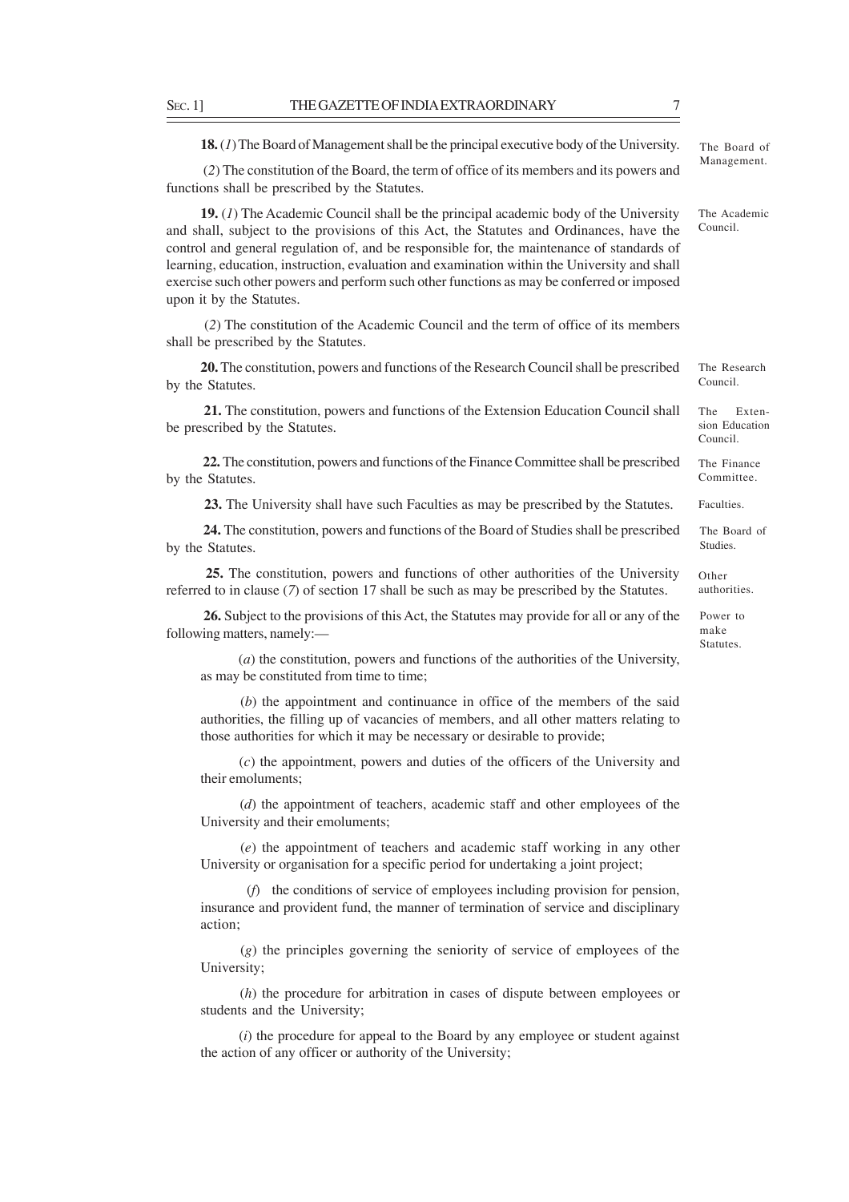**18.** (*1*) The Board of Management shall be the principal executive body of the University. — *The Board of Management.*

(*2*) The constitution of the Board, the term of office of its members and its powers and functions shall be prescribed by the Statutes.

**19.** (*1*) The Academic Council shall be the principal academic body of the University and shall, subject to the provisions of this Act, the Statutes and Ordinances, have the control and general regulation of, and be responsible for, the maintenance of standards of learning, education, instruction, evaluation and examination within the University and shall exercise such other powers and perform such other functions as may be conferred or imposed upon it by the Statutes. — *The Academic Council.*

(*2*) The constitution of the Academic Council and the term of office of its members shall be prescribed by the Statutes.

**20.** The constitution, powers and functions of the Research Council shall be prescribed by the Statutes. — *The Research Council.*

**21.** The constitution, powers and functions of the Extension Education Council shall be prescribed by the Statutes. — *The Extension Education Council.*

**22.** The constitution, powers and functions of the Finance Committee shall be prescribed by the Statutes. — *The Finance Committee.*

**23.** The University shall have such Faculties as may be prescribed by the Statutes. — *Faculties.*

**24.** The constitution, powers and functions of the Board of Studies shall be prescribed by the Statutes. — *The Board of Studies.*

**25.** The constitution, powers and functions of other authorities of the University referred to in clause (*7*) of section 17 shall be such as may be prescribed by the Statutes. — *Other authorities.*

**26.** Subject to the provisions of this Act, the Statutes may provide for all or any of the following matters, namely:— — *Power to make Statutes.*

(*a*) the constitution, powers and functions of the authorities of the University, as may be constituted from time to time;

(*b*) the appointment and continuance in office of the members of the said authorities, the filling up of vacancies of members, and all other matters relating to those authorities for which it may be necessary or desirable to provide;

(*c*) the appointment, powers and duties of the officers of the University and their emoluments;

(*d*) the appointment of teachers, academic staff and other employees of the University and their emoluments;

(*e*) the appointment of teachers and academic staff working in any other University or organisation for a specific period for undertaking a joint project;

(*f*) the conditions of service of employees including provision for pension, insurance and provident fund, the manner of termination of service and disciplinary action;

(*g*) the principles governing the seniority of service of employees of the University;

(*h*) the procedure for arbitration in cases of dispute between employees or students and the University;

(*i*) the procedure for appeal to the Board by any employee or student against the action of any officer or authority of the University;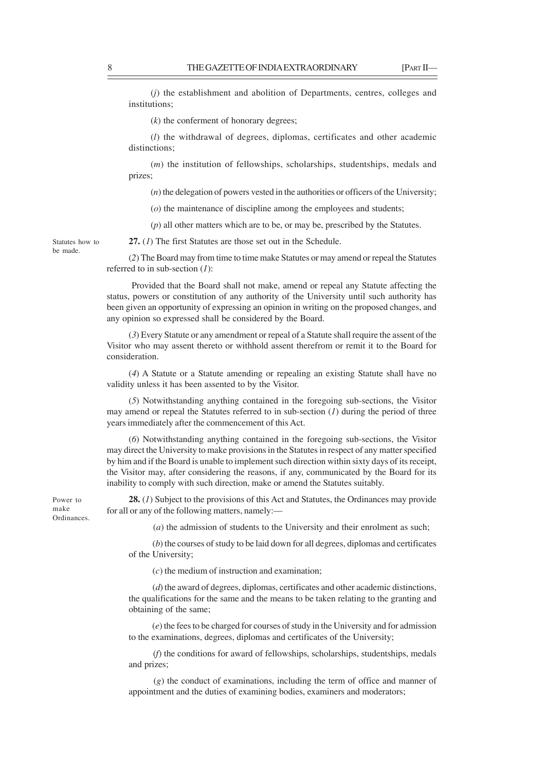(*j*) the establishment and abolition of Departments, centres, colleges and institutions;

(*k*) the conferment of honorary degrees;

(*l*) the withdrawal of degrees, diplomas, certificates and other academic distinctions;

(*m*) the institution of fellowships, scholarships, studentships, medals and prizes;

(*n*) the delegation of powers vested in the authorities or officers of the University;

(*o*) the maintenance of discipline among the employees and students;

(*p*) all other matters which are to be, or may be, prescribed by the Statutes.

Statutes how to be made.

**27.** (*1*) The first Statutes are those set out in the Schedule.

(*2*) The Board may from time to time make Statutes or may amend or repeal the Statutes referred to in sub-section (*1*):

Provided that the Board shall not make, amend or repeal any Statute affecting the status, powers or constitution of any authority of the University until such authority has been given an opportunity of expressing an opinion in writing on the proposed changes, and any opinion so expressed shall be considered by the Board.

(*3*) Every Statute or any amendment or repeal of a Statute shall require the assent of the Visitor who may assent thereto or withhold assent therefrom or remit it to the Board for consideration.

(*4*) A Statute or a Statute amending or repealing an existing Statute shall have no validity unless it has been assented to by the Visitor.

(*5*) Notwithstanding anything contained in the foregoing sub-sections, the Visitor may amend or repeal the Statutes referred to in sub-section (*1*) during the period of three years immediately after the commencement of this Act.

(*6*) Notwithstanding anything contained in the foregoing sub-sections, the Visitor may direct the University to make provisions in the Statutes in respect of any matter specified by him and if the Board is unable to implement such direction within sixty days of its receipt, the Visitor may, after considering the reasons, if any, communicated by the Board for its inability to comply with such direction, make or amend the Statutes suitably.

Power to make Ordinances.

**28.** (*1*) Subject to the provisions of this Act and Statutes, the Ordinances may provide for all or any of the following matters, namely:—

(*a*) the admission of students to the University and their enrolment as such;

(*b*) the courses of study to be laid down for all degrees, diplomas and certificates of the University;

(*c*) the medium of instruction and examination;

(*d*) the award of degrees, diplomas, certificates and other academic distinctions, the qualifications for the same and the means to be taken relating to the granting and obtaining of the same;

(*e*) the fees to be charged for courses of study in the University and for admission to the examinations, degrees, diplomas and certificates of the University;

(*f*) the conditions for award of fellowships, scholarships, studentships, medals and prizes;

(*g*) the conduct of examinations, including the term of office and manner of appointment and the duties of examining bodies, examiners and moderators;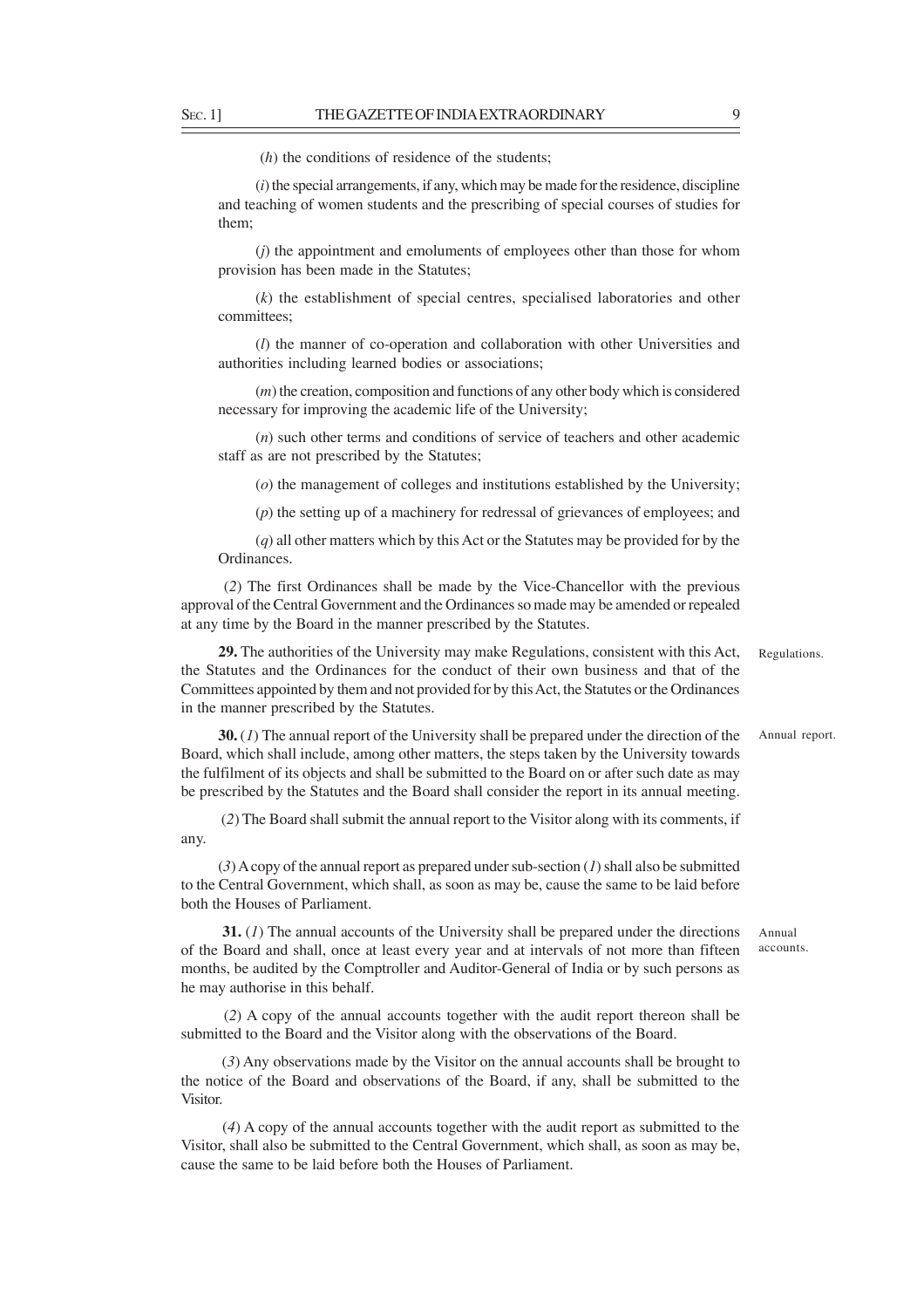(*h*) the conditions of residence of the students;

(*i*) the special arrangements, if any, which may be made for the residence, discipline and teaching of women students and the prescribing of special courses of studies for them;

(*j*) the appointment and emoluments of employees other than those for whom provision has been made in the Statutes;

(*k*) the establishment of special centres, specialised laboratories and other committees;

(*l*) the manner of co-operation and collaboration with other Universities and authorities including learned bodies or associations;

(*m*) the creation, composition and functions of any other body which is considered necessary for improving the academic life of the University;

(*n*) such other terms and conditions of service of teachers and other academic staff as are not prescribed by the Statutes;

(*o*) the management of colleges and institutions established by the University;

(*p*) the setting up of a machinery for redressal of grievances of employees; and

(*q*) all other matters which by this Act or the Statutes may be provided for by the Ordinances.

(*2*) The first Ordinances shall be made by the Vice-Chancellor with the previous approval of the Central Government and the Ordinances so made may be amended or repealed at any time by the Board in the manner prescribed by the Statutes.

Regulations.

**29.** The authorities of the University may make Regulations, consistent with this Act, the Statutes and the Ordinances for the conduct of their own business and that of the Committees appointed by them and not provided for by this Act, the Statutes or the Ordinances in the manner prescribed by the Statutes.

Annual report.

**30.** (*1*) The annual report of the University shall be prepared under the direction of the Board, which shall include, among other matters, the steps taken by the University towards the fulfilment of its objects and shall be submitted to the Board on or after such date as may be prescribed by the Statutes and the Board shall consider the report in its annual meeting.

(*2*) The Board shall submit the annual report to the Visitor along with its comments, if any.

(*3*) A copy of the annual report as prepared under sub-section (*1*) shall also be submitted to the Central Government, which shall, as soon as may be, cause the same to be laid before both the Houses of Parliament.

Annual accounts.

**31.** (*1*) The annual accounts of the University shall be prepared under the directions of the Board and shall, once at least every year and at intervals of not more than fifteen months, be audited by the Comptroller and Auditor-General of India or by such persons as he may authorise in this behalf.

(*2*) A copy of the annual accounts together with the audit report thereon shall be submitted to the Board and the Visitor along with the observations of the Board.

(*3*) Any observations made by the Visitor on the annual accounts shall be brought to the notice of the Board and observations of the Board, if any, shall be submitted to the Visitor.

(*4*) A copy of the annual accounts together with the audit report as submitted to the Visitor, shall also be submitted to the Central Government, which shall, as soon as may be, cause the same to be laid before both the Houses of Parliament.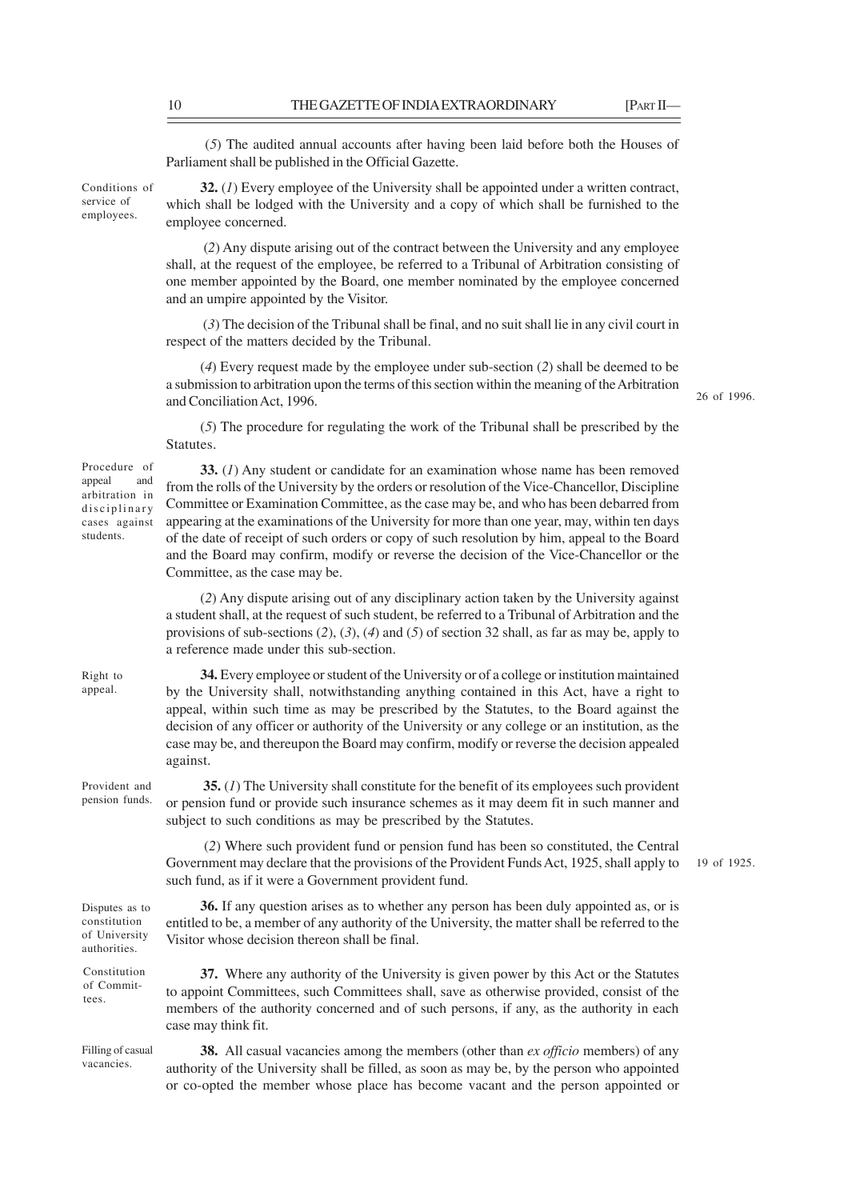(*5*) The audited annual accounts after having been laid before both the Houses of Parliament shall be published in the Official Gazette.

Conditions of service of employees.

**32.** (*1*) Every employee of the University shall be appointed under a written contract, which shall be lodged with the University and a copy of which shall be furnished to the employee concerned.

(*2*) Any dispute arising out of the contract between the University and any employee shall, at the request of the employee, be referred to a Tribunal of Arbitration consisting of one member appointed by the Board, one member nominated by the employee concerned and an umpire appointed by the Visitor.

(*3*) The decision of the Tribunal shall be final, and no suit shall lie in any civil court in respect of the matters decided by the Tribunal.

(*4*) Every request made by the employee under sub-section (*2*) shall be deemed to be a submission to arbitration upon the terms of this section within the meaning of the Arbitration and Conciliation Act, 1996.

26 of 1996.

(*5*) The procedure for regulating the work of the Tribunal shall be prescribed by the Statutes.

Procedure of appeal and arbitration in disciplinary cases against students.

**33.** (*1*) Any student or candidate for an examination whose name has been removed from the rolls of the University by the orders or resolution of the Vice-Chancellor, Discipline Committee or Examination Committee, as the case may be, and who has been debarred from appearing at the examinations of the University for more than one year, may, within ten days of the date of receipt of such orders or copy of such resolution by him, appeal to the Board and the Board may confirm, modify or reverse the decision of the Vice-Chancellor or the Committee, as the case may be.

(*2*) Any dispute arising out of any disciplinary action taken by the University against a student shall, at the request of such student, be referred to a Tribunal of Arbitration and the provisions of sub-sections (*2*), (*3*), (*4*) and (*5*) of section 32 shall, as far as may be, apply to a reference made under this sub-section.

Right to appeal.

**34.** Every employee or student of the University or of a college or institution maintained by the University shall, notwithstanding anything contained in this Act, have a right to appeal, within such time as may be prescribed by the Statutes, to the Board against the decision of any officer or authority of the University or any college or an institution, as the case may be, and thereupon the Board may confirm, modify or reverse the decision appealed against.

Provident and pension funds.

**35.** (*1*) The University shall constitute for the benefit of its employees such provident or pension fund or provide such insurance schemes as it may deem fit in such manner and subject to such conditions as may be prescribed by the Statutes.

(*2*) Where such provident fund or pension fund has been so constituted, the Central Government may declare that the provisions of the Provident Funds Act, 1925, shall apply to such fund, as if it were a Government provident fund.

19 of 1925.

Disputes as to constitution of University authorities.

**36.** If any question arises as to whether any person has been duly appointed as, or is entitled to be, a member of any authority of the University, the matter shall be referred to the Visitor whose decision thereon shall be final.

Constitution of Committees.

**37.** Where any authority of the University is given power by this Act or the Statutes to appoint Committees, such Committees shall, save as otherwise provided, consist of the members of the authority concerned and of such persons, if any, as the authority in each case may think fit.

Filling of casual vacancies.

**38.** All casual vacancies among the members (other than *ex officio* members) of any authority of the University shall be filled, as soon as may be, by the person who appointed or co-opted the member whose place has become vacant and the person appointed or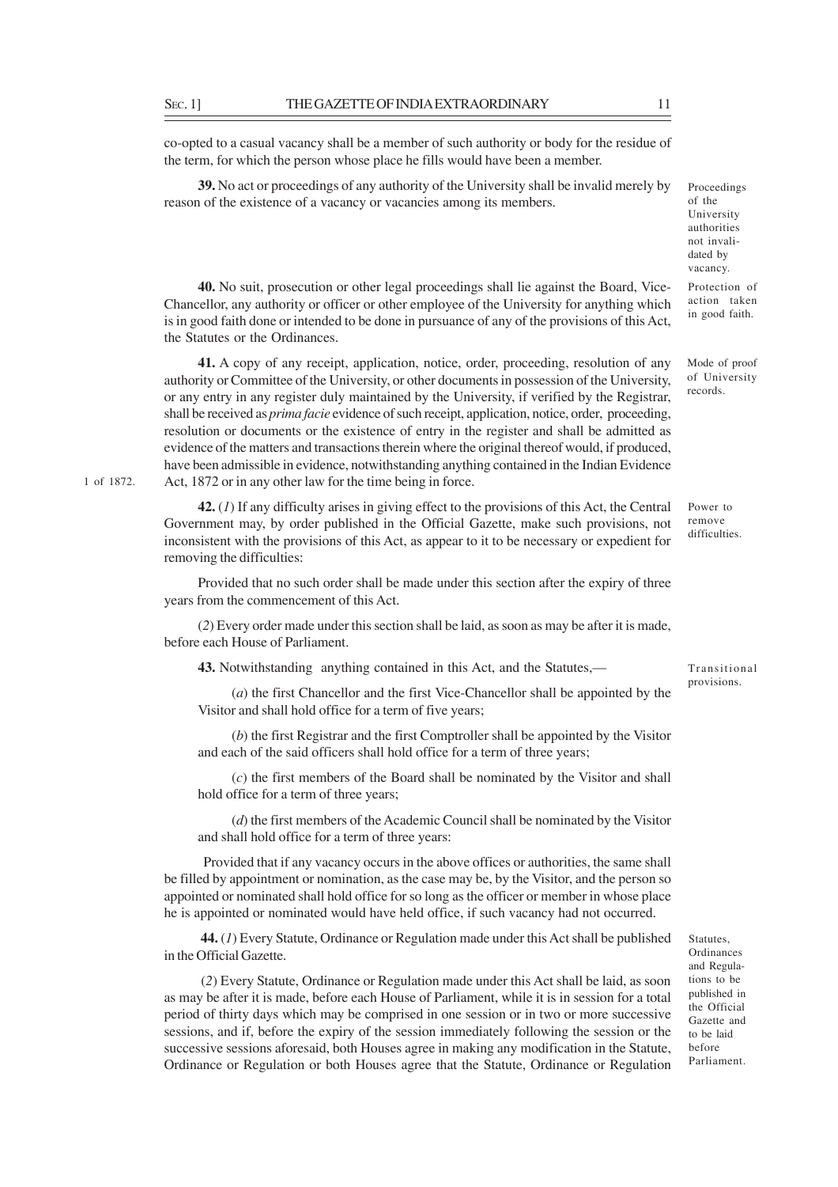co-opted to a casual vacancy shall be a member of such authority or body for the residue of the term, for which the person whose place he fills would have been a member.

Proceedings of the University authorities not invalidated by vacancy.

**39.** No act or proceedings of any authority of the University shall be invalid merely by reason of the existence of a vacancy or vacancies among its members.

Protection of action taken in good faith.

**40.** No suit, prosecution or other legal proceedings shall lie against the Board, Vice-Chancellor, any authority or officer or other employee of the University for anything which is in good faith done or intended to be done in pursuance of any of the provisions of this Act, the Statutes or the Ordinances.

Mode of proof of University records.

**41.** A copy of any receipt, application, notice, order, proceeding, resolution of any authority or Committee of the University, or other documents in possession of the University, or any entry in any register duly maintained by the University, if verified by the Registrar, shall be received as *prima facie* evidence of such receipt, application, notice, order, proceeding, resolution or documents or the existence of entry in the register and shall be admitted as evidence of the matters and transactions therein where the original thereof would, if produced, have been admissible in evidence, notwithstanding anything contained in the Indian Evidence Act, 1872 or in any other law for the time being in force.

1 of 1872.

Power to remove difficulties.

**42.** (*1*) If any difficulty arises in giving effect to the provisions of this Act, the Central Government may, by order published in the Official Gazette, make such provisions, not inconsistent with the provisions of this Act, as appear to it to be necessary or expedient for removing the difficulties:

Provided that no such order shall be made under this section after the expiry of three years from the commencement of this Act.

(*2*) Every order made under this section shall be laid, as soon as may be after it is made, before each House of Parliament.

Transitional provisions.

**43.** Notwithstanding anything contained in this Act, and the Statutes,—

(*a*) the first Chancellor and the first Vice-Chancellor shall be appointed by the Visitor and shall hold office for a term of five years;

(*b*) the first Registrar and the first Comptroller shall be appointed by the Visitor and each of the said officers shall hold office for a term of three years;

(*c*) the first members of the Board shall be nominated by the Visitor and shall hold office for a term of three years;

(*d*) the first members of the Academic Council shall be nominated by the Visitor and shall hold office for a term of three years:

Provided that if any vacancy occurs in the above offices or authorities, the same shall be filled by appointment or nomination, as the case may be, by the Visitor, and the person so appointed or nominated shall hold office for so long as the officer or member in whose place he is appointed or nominated would have held office, if such vacancy had not occurred.

Statutes, Ordinances and Regulations to be published in the Official Gazette and to be laid before Parliament.

**44.** (*1*) Every Statute, Ordinance or Regulation made under this Act shall be published in the Official Gazette.

(*2*) Every Statute, Ordinance or Regulation made under this Act shall be laid, as soon as may be after it is made, before each House of Parliament, while it is in session for a total period of thirty days which may be comprised in one session or in two or more successive sessions, and if, before the expiry of the session immediately following the session or the successive sessions aforesaid, both Houses agree in making any modification in the Statute, Ordinance or Regulation or both Houses agree that the Statute, Ordinance or Regulation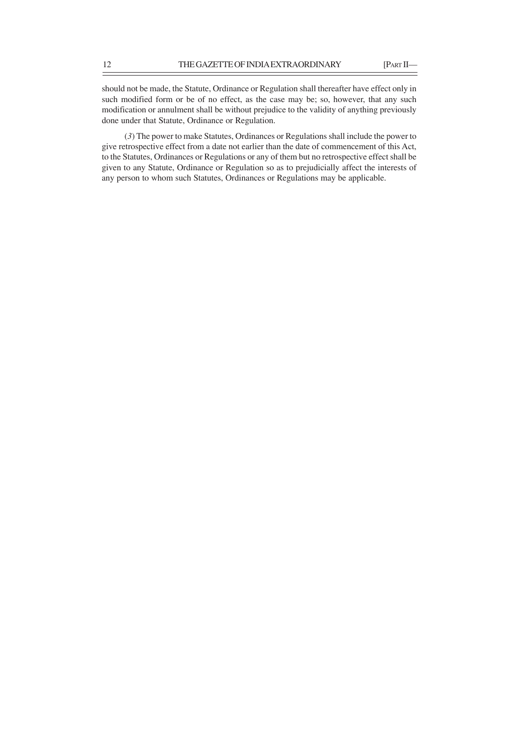should not be made, the Statute, Ordinance or Regulation shall thereafter have effect only in such modified form or be of no effect, as the case may be; so, however, that any such modification or annulment shall be without prejudice to the validity of anything previously done under that Statute, Ordinance or Regulation.

(*3*) The power to make Statutes, Ordinances or Regulations shall include the power to give retrospective effect from a date not earlier than the date of commencement of this Act, to the Statutes, Ordinances or Regulations or any of them but no retrospective effect shall be given to any Statute, Ordinance or Regulation so as to prejudicially affect the interests of any person to whom such Statutes, Ordinances or Regulations may be applicable.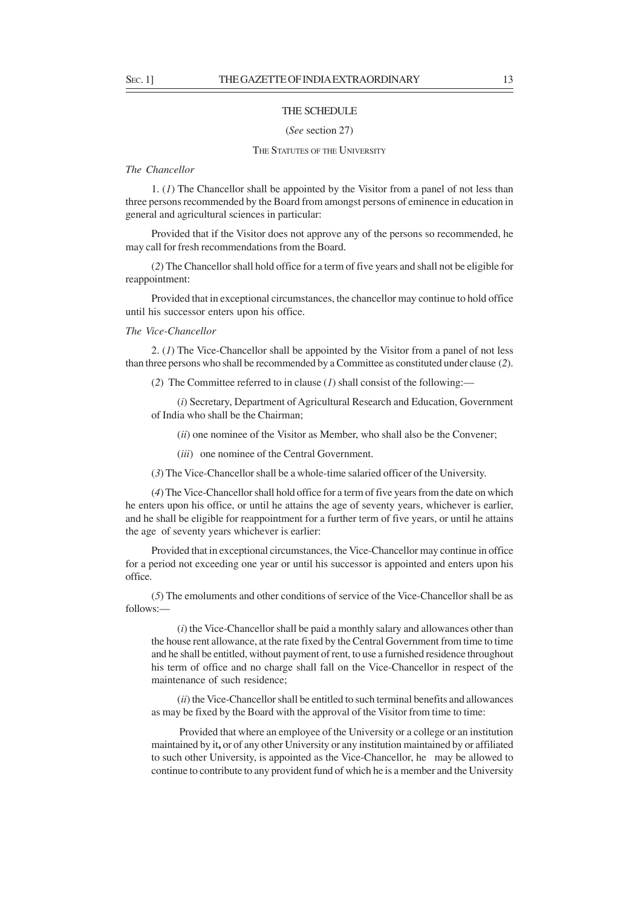# THE SCHEDULE

(*See* section 27)

## THE STATUTES OF THE UNIVERSITY

*The Chancellor*

1. (*1*) The Chancellor shall be appointed by the Visitor from a panel of not less than three persons recommended by the Board from amongst persons of eminence in education in general and agricultural sciences in particular:

Provided that if the Visitor does not approve any of the persons so recommended, he may call for fresh recommendations from the Board.

(*2*) The Chancellor shall hold office for a term of five years and shall not be eligible for reappointment:

Provided that in exceptional circumstances, the chancellor may continue to hold office until his successor enters upon his office.

*The Vice-Chancellor*

2. (*1*) The Vice-Chancellor shall be appointed by the Visitor from a panel of not less than three persons who shall be recommended by a Committee as constituted under clause (*2*).

(*2*) The Committee referred to in clause (*1*) shall consist of the following:—

(*i*) Secretary, Department of Agricultural Research and Education, Government of India who shall be the Chairman;

(*ii*) one nominee of the Visitor as Member, who shall also be the Convener;

(*iii*) one nominee of the Central Government.

(*3*) The Vice-Chancellor shall be a whole-time salaried officer of the University.

(*4*) The Vice-Chancellor shall hold office for a term of five years from the date on which he enters upon his office, or until he attains the age of seventy years, whichever is earlier, and he shall be eligible for reappointment for a further term of five years, or until he attains the age of seventy years whichever is earlier:

Provided that in exceptional circumstances, the Vice-Chancellor may continue in office for a period not exceeding one year or until his successor is appointed and enters upon his office.

(*5*) The emoluments and other conditions of service of the Vice-Chancellor shall be as follows:—

(*i*) the Vice-Chancellor shall be paid a monthly salary and allowances other than the house rent allowance, at the rate fixed by the Central Government from time to time and he shall be entitled, without payment of rent, to use a furnished residence throughout his term of office and no charge shall fall on the Vice-Chancellor in respect of the maintenance of such residence;

(*ii*) the Vice-Chancellor shall be entitled to such terminal benefits and allowances as may be fixed by the Board with the approval of the Visitor from time to time:

Provided that where an employee of the University or a college or an institution maintained by it, or of any other University or any institution maintained by or affiliated to such other University, is appointed as the Vice-Chancellor, he may be allowed to continue to contribute to any provident fund of which he is a member and the University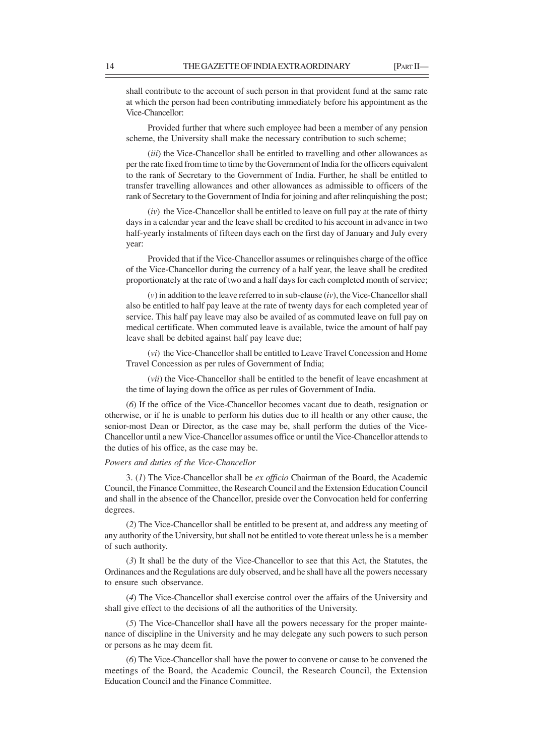shall contribute to the account of such person in that provident fund at the same rate at which the person had been contributing immediately before his appointment as the Vice-Chancellor:

Provided further that where such employee had been a member of any pension scheme, the University shall make the necessary contribution to such scheme;

(*iii*) the Vice-Chancellor shall be entitled to travelling and other allowances as per the rate fixed from time to time by the Government of India for the officers equivalent to the rank of Secretary to the Government of India. Further, he shall be entitled to transfer travelling allowances and other allowances as admissible to officers of the rank of Secretary to the Government of India for joining and after relinquishing the post;

(*iv*) the Vice-Chancellor shall be entitled to leave on full pay at the rate of thirty days in a calendar year and the leave shall be credited to his account in advance in two half-yearly instalments of fifteen days each on the first day of January and July every year:

Provided that if the Vice-Chancellor assumes or relinquishes charge of the office of the Vice-Chancellor during the currency of a half year, the leave shall be credited proportionately at the rate of two and a half days for each completed month of service;

(*v*) in addition to the leave referred to in sub-clause (*iv*), the Vice-Chancellor shall also be entitled to half pay leave at the rate of twenty days for each completed year of service. This half pay leave may also be availed of as commuted leave on full pay on medical certificate. When commuted leave is available, twice the amount of half pay leave shall be debited against half pay leave due;

(*vi*) the Vice-Chancellor shall be entitled to Leave Travel Concession and Home Travel Concession as per rules of Government of India;

(*vii*) the Vice-Chancellor shall be entitled to the benefit of leave encashment at the time of laying down the office as per rules of Government of India.

(*6*) If the office of the Vice-Chancellor becomes vacant due to death, resignation or otherwise, or if he is unable to perform his duties due to ill health or any other cause, the senior-most Dean or Director, as the case may be, shall perform the duties of the Vice-Chancellor until a new Vice-Chancellor assumes office or until the Vice-Chancellor attends to the duties of his office, as the case may be.

*Powers and duties of the Vice-Chancellor*

3. (*1*) The Vice-Chancellor shall be *ex officio* Chairman of the Board, the Academic Council, the Finance Committee, the Research Council and the Extension Education Council and shall in the absence of the Chancellor, preside over the Convocation held for conferring degrees.

(*2*) The Vice-Chancellor shall be entitled to be present at, and address any meeting of any authority of the University, but shall not be entitled to vote thereat unless he is a member of such authority.

(*3*) It shall be the duty of the Vice-Chancellor to see that this Act, the Statutes, the Ordinances and the Regulations are duly observed, and he shall have all the powers necessary to ensure such observance.

(*4*) The Vice-Chancellor shall exercise control over the affairs of the University and shall give effect to the decisions of all the authorities of the University.

(*5*) The Vice-Chancellor shall have all the powers necessary for the proper maintenance of discipline in the University and he may delegate any such powers to such person or persons as he may deem fit.

(*6*) The Vice-Chancellor shall have the power to convene or cause to be convened the meetings of the Board, the Academic Council, the Research Council, the Extension Education Council and the Finance Committee.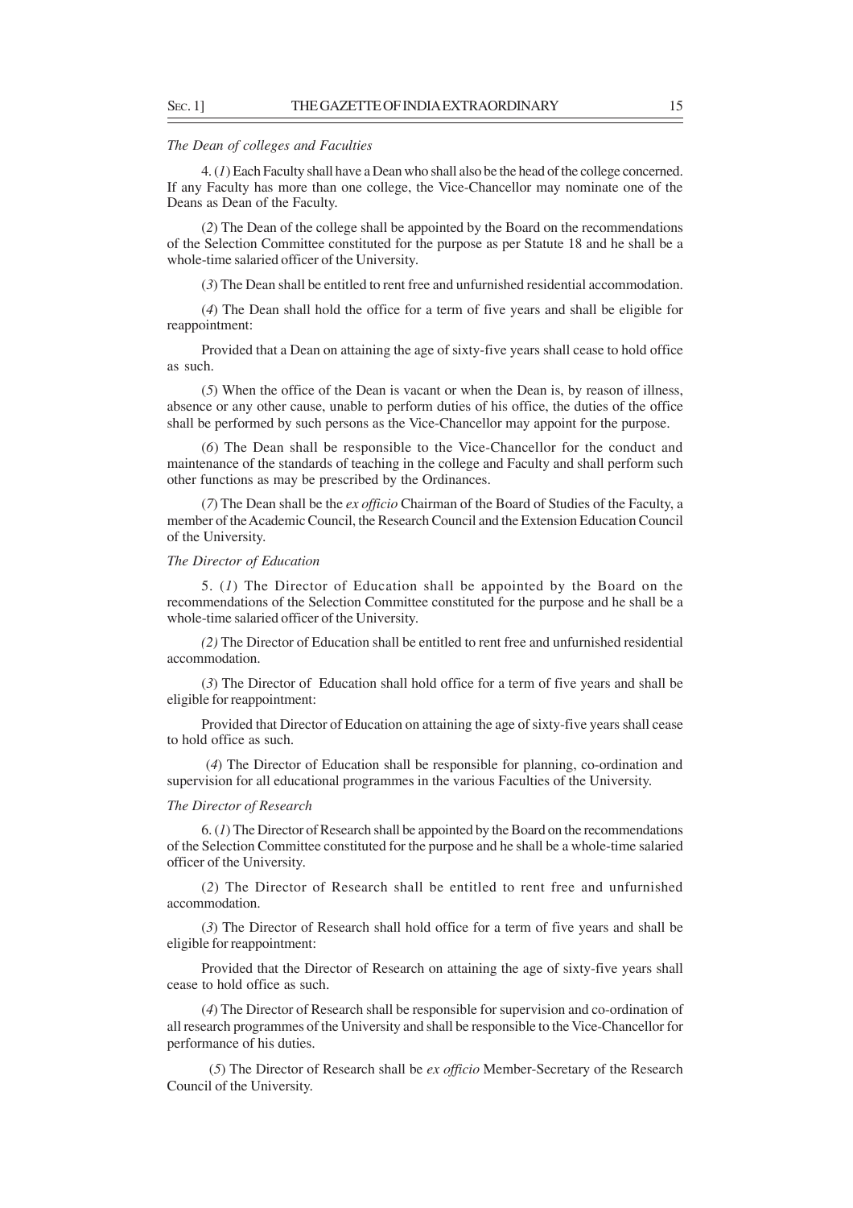*The Dean of colleges and Faculties*

4. (*1*) Each Faculty shall have a Dean who shall also be the head of the college concerned. If any Faculty has more than one college, the Vice-Chancellor may nominate one of the Deans as Dean of the Faculty.

(*2*) The Dean of the college shall be appointed by the Board on the recommendations of the Selection Committee constituted for the purpose as per Statute 18 and he shall be a whole-time salaried officer of the University.

(*3*) The Dean shall be entitled to rent free and unfurnished residential accommodation.

(*4*) The Dean shall hold the office for a term of five years and shall be eligible for reappointment:

Provided that a Dean on attaining the age of sixty-five years shall cease to hold office as such.

(*5*) When the office of the Dean is vacant or when the Dean is, by reason of illness, absence or any other cause, unable to perform duties of his office, the duties of the office shall be performed by such persons as the Vice-Chancellor may appoint for the purpose.

(*6*) The Dean shall be responsible to the Vice-Chancellor for the conduct and maintenance of the standards of teaching in the college and Faculty and shall perform such other functions as may be prescribed by the Ordinances.

(*7*) The Dean shall be the *ex officio* Chairman of the Board of Studies of the Faculty, a member of the Academic Council, the Research Council and the Extension Education Council of the University.

*The Director of Education*

5. (*1*) The Director of Education shall be appointed by the Board on the recommendations of the Selection Committee constituted for the purpose and he shall be a whole-time salaried officer of the University.

*(2)* The Director of Education shall be entitled to rent free and unfurnished residential accommodation.

(*3*) The Director of Education shall hold office for a term of five years and shall be eligible for reappointment:

Provided that Director of Education on attaining the age of sixty-five years shall cease to hold office as such.

(*4*) The Director of Education shall be responsible for planning, co-ordination and supervision for all educational programmes in the various Faculties of the University.

*The Director of Research*

6. (*1*) The Director of Research shall be appointed by the Board on the recommendations of the Selection Committee constituted for the purpose and he shall be a whole-time salaried officer of the University.

(*2*) The Director of Research shall be entitled to rent free and unfurnished accommodation.

(*3*) The Director of Research shall hold office for a term of five years and shall be eligible for reappointment:

Provided that the Director of Research on attaining the age of sixty-five years shall cease to hold office as such.

(*4*) The Director of Research shall be responsible for supervision and co-ordination of all research programmes of the University and shall be responsible to the Vice-Chancellor for performance of his duties.

(*5*) The Director of Research shall be *ex officio* Member-Secretary of the Research Council of the University.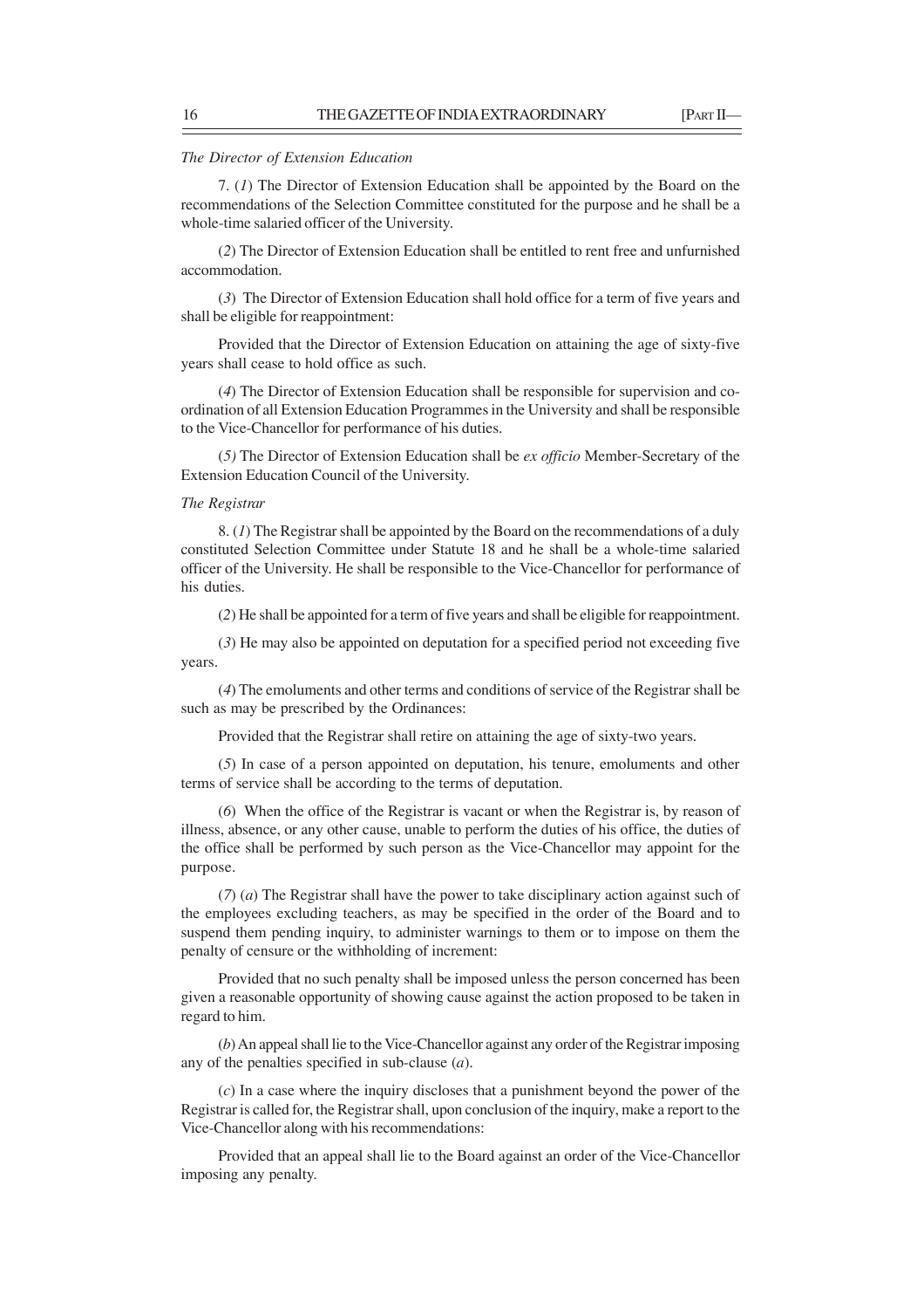*The Director of Extension Education*

7. (*1*) The Director of Extension Education shall be appointed by the Board on the recommendations of the Selection Committee constituted for the purpose and he shall be a whole-time salaried officer of the University.

(*2*) The Director of Extension Education shall be entitled to rent free and unfurnished accommodation.

(*3*) The Director of Extension Education shall hold office for a term of five years and shall be eligible for reappointment:

Provided that the Director of Extension Education on attaining the age of sixty-five years shall cease to hold office as such.

(*4*) The Director of Extension Education shall be responsible for supervision and co-ordination of all Extension Education Programmes in the University and shall be responsible to the Vice-Chancellor for performance of his duties.

(*5)* The Director of Extension Education shall be *ex officio* Member-Secretary of the Extension Education Council of the University.

*The Registrar*

8. (*1*) The Registrar shall be appointed by the Board on the recommendations of a duly constituted Selection Committee under Statute 18 and he shall be a whole-time salaried officer of the University. He shall be responsible to the Vice-Chancellor for performance of his duties.

(*2*) He shall be appointed for a term of five years and shall be eligible for reappointment.

(*3*) He may also be appointed on deputation for a specified period not exceeding five years.

(*4*) The emoluments and other terms and conditions of service of the Registrar shall be such as may be prescribed by the Ordinances:

Provided that the Registrar shall retire on attaining the age of sixty-two years.

(*5*) In case of a person appointed on deputation, his tenure, emoluments and other terms of service shall be according to the terms of deputation.

(*6*) When the office of the Registrar is vacant or when the Registrar is, by reason of illness, absence, or any other cause, unable to perform the duties of his office, the duties of the office shall be performed by such person as the Vice-Chancellor may appoint for the purpose.

(*7*) (*a*) The Registrar shall have the power to take disciplinary action against such of the employees excluding teachers, as may be specified in the order of the Board and to suspend them pending inquiry, to administer warnings to them or to impose on them the penalty of censure or the withholding of increment:

Provided that no such penalty shall be imposed unless the person concerned has been given a reasonable opportunity of showing cause against the action proposed to be taken in regard to him.

(*b*) An appeal shall lie to the Vice-Chancellor against any order of the Registrar imposing any of the penalties specified in sub-clause (*a*).

(*c*) In a case where the inquiry discloses that a punishment beyond the power of the Registrar is called for, the Registrar shall, upon conclusion of the inquiry, make a report to the Vice-Chancellor along with his recommendations:

Provided that an appeal shall lie to the Board against an order of the Vice-Chancellor imposing any penalty.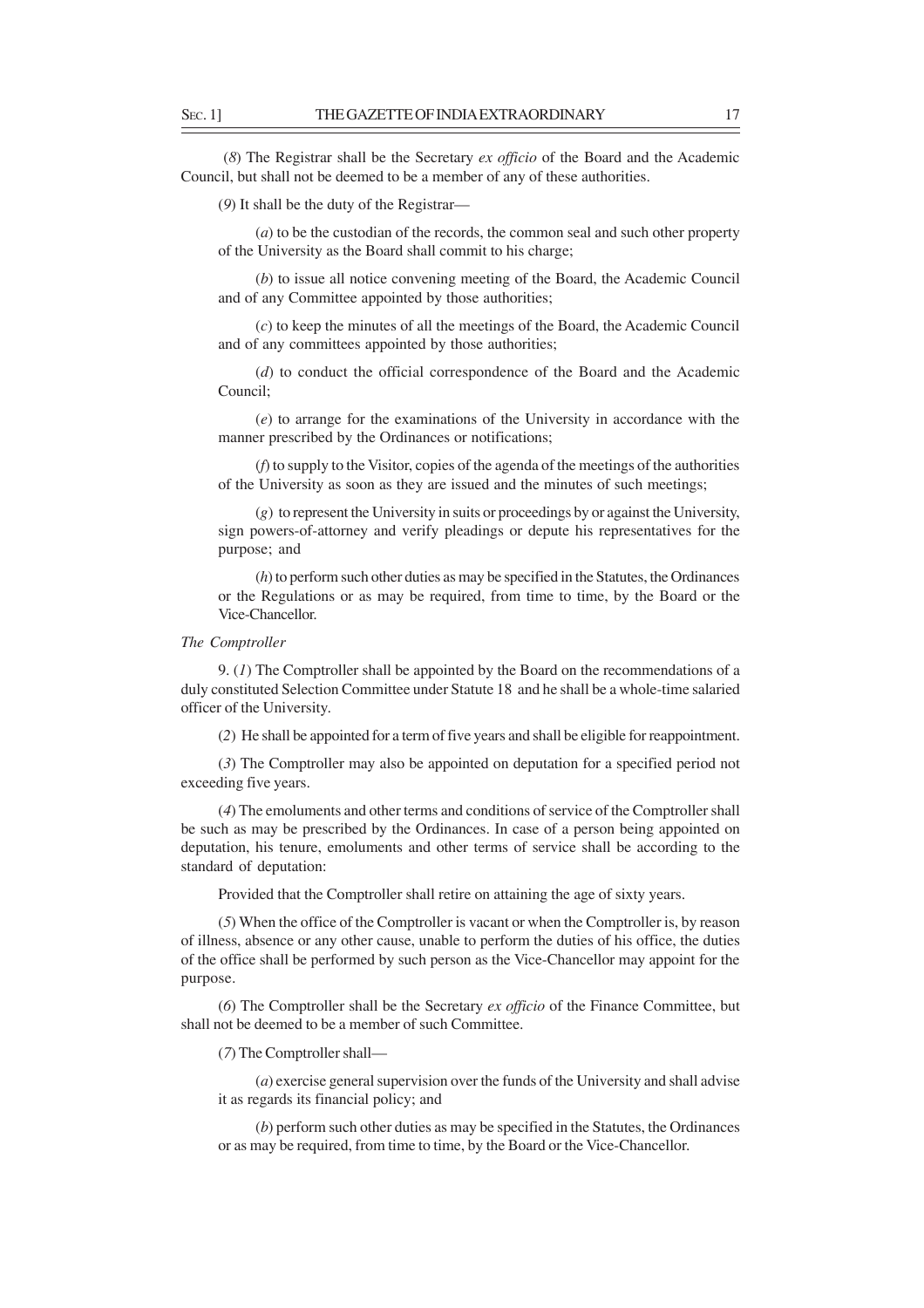(*8*) The Registrar shall be the Secretary *ex officio* of the Board and the Academic Council, but shall not be deemed to be a member of any of these authorities.

(*9*) It shall be the duty of the Registrar—

(*a*) to be the custodian of the records, the common seal and such other property of the University as the Board shall commit to his charge;

(*b*) to issue all notice convening meeting of the Board, the Academic Council and of any Committee appointed by those authorities;

(*c*) to keep the minutes of all the meetings of the Board, the Academic Council and of any committees appointed by those authorities;

(*d*) to conduct the official correspondence of the Board and the Academic Council;

(*e*) to arrange for the examinations of the University in accordance with the manner prescribed by the Ordinances or notifications;

(*f*) to supply to the Visitor, copies of the agenda of the meetings of the authorities of the University as soon as they are issued and the minutes of such meetings;

(*g*) to represent the University in suits or proceedings by or against the University, sign powers-of-attorney and verify pleadings or depute his representatives for the purpose; and

(*h*) to perform such other duties as may be specified in the Statutes, the Ordinances or the Regulations or as may be required, from time to time, by the Board or the Vice-Chancellor.

*The Comptroller*

9. (*1*) The Comptroller shall be appointed by the Board on the recommendations of a duly constituted Selection Committee under Statute 18 and he shall be a whole-time salaried officer of the University.

(*2*) He shall be appointed for a term of five years and shall be eligible for reappointment.

(*3*) The Comptroller may also be appointed on deputation for a specified period not exceeding five years.

(*4*) The emoluments and other terms and conditions of service of the Comptroller shall be such as may be prescribed by the Ordinances. In case of a person being appointed on deputation, his tenure, emoluments and other terms of service shall be according to the standard of deputation:

Provided that the Comptroller shall retire on attaining the age of sixty years.

(*5*) When the office of the Comptroller is vacant or when the Comptroller is, by reason of illness, absence or any other cause, unable to perform the duties of his office, the duties of the office shall be performed by such person as the Vice-Chancellor may appoint for the purpose.

(*6*) The Comptroller shall be the Secretary *ex officio* of the Finance Committee, but shall not be deemed to be a member of such Committee.

(*7*) The Comptroller shall—

(*a*) exercise general supervision over the funds of the University and shall advise it as regards its financial policy; and

(*b*) perform such other duties as may be specified in the Statutes, the Ordinances or as may be required, from time to time, by the Board or the Vice-Chancellor.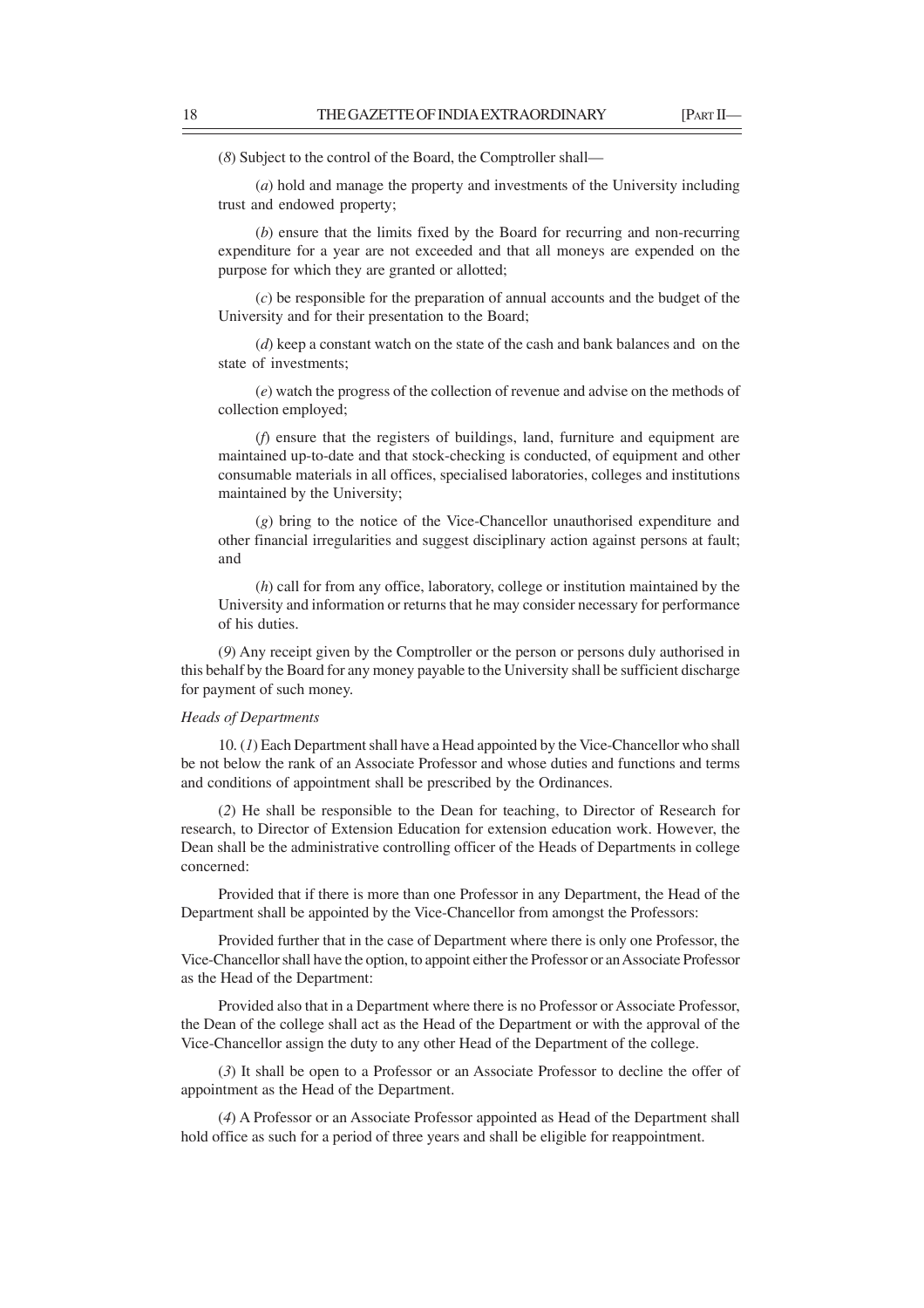(*8*) Subject to the control of the Board, the Comptroller shall—

(*a*) hold and manage the property and investments of the University including trust and endowed property;

(*b*) ensure that the limits fixed by the Board for recurring and non-recurring expenditure for a year are not exceeded and that all moneys are expended on the purpose for which they are granted or allotted;

(*c*) be responsible for the preparation of annual accounts and the budget of the University and for their presentation to the Board;

(*d*) keep a constant watch on the state of the cash and bank balances and on the state of investments;

(*e*) watch the progress of the collection of revenue and advise on the methods of collection employed;

(*f*) ensure that the registers of buildings, land, furniture and equipment are maintained up-to-date and that stock-checking is conducted, of equipment and other consumable materials in all offices, specialised laboratories, colleges and institutions maintained by the University;

(*g*) bring to the notice of the Vice-Chancellor unauthorised expenditure and other financial irregularities and suggest disciplinary action against persons at fault; and

(*h*) call for from any office, laboratory, college or institution maintained by the University and information or returns that he may consider necessary for performance of his duties.

(*9*) Any receipt given by the Comptroller or the person or persons duly authorised in this behalf by the Board for any money payable to the University shall be sufficient discharge for payment of such money.

*Heads of Departments*

10. (*1*) Each Department shall have a Head appointed by the Vice-Chancellor who shall be not below the rank of an Associate Professor and whose duties and functions and terms and conditions of appointment shall be prescribed by the Ordinances.

(*2*) He shall be responsible to the Dean for teaching, to Director of Research for research, to Director of Extension Education for extension education work. However, the Dean shall be the administrative controlling officer of the Heads of Departments in college concerned:

Provided that if there is more than one Professor in any Department, the Head of the Department shall be appointed by the Vice-Chancellor from amongst the Professors:

Provided further that in the case of Department where there is only one Professor, the Vice-Chancellor shall have the option, to appoint either the Professor or an Associate Professor as the Head of the Department:

Provided also that in a Department where there is no Professor or Associate Professor, the Dean of the college shall act as the Head of the Department or with the approval of the Vice-Chancellor assign the duty to any other Head of the Department of the college.

(*3*) It shall be open to a Professor or an Associate Professor to decline the offer of appointment as the Head of the Department.

(*4*) A Professor or an Associate Professor appointed as Head of the Department shall hold office as such for a period of three years and shall be eligible for reappointment.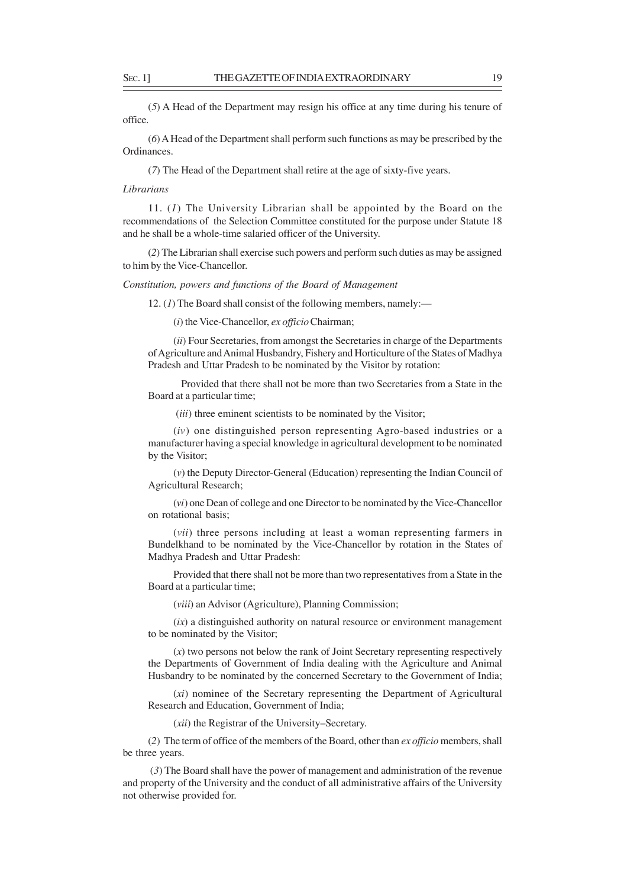(*5*) A Head of the Department may resign his office at any time during his tenure of office.

(*6*) A Head of the Department shall perform such functions as may be prescribed by the Ordinances.

(*7*) The Head of the Department shall retire at the age of sixty-five years.

*Librarians*

11. (*1*) The University Librarian shall be appointed by the Board on the recommendations of the Selection Committee constituted for the purpose under Statute 18 and he shall be a whole-time salaried officer of the University.

(*2*) The Librarian shall exercise such powers and perform such duties as may be assigned to him by the Vice-Chancellor.

*Constitution, powers and functions of the Board of Management*

12. (*1*) The Board shall consist of the following members, namely:—

(*i*) the Vice-Chancellor, *ex officio* Chairman;

(*ii*) Four Secretaries, from amongst the Secretaries in charge of the Departments of Agriculture and Animal Husbandry, Fishery and Horticulture of the States of Madhya Pradesh and Uttar Pradesh to be nominated by the Visitor by rotation:

Provided that there shall not be more than two Secretaries from a State in the Board at a particular time;

(*iii*) three eminent scientists to be nominated by the Visitor;

(*iv*) one distinguished person representing Agro-based industries or a manufacturer having a special knowledge in agricultural development to be nominated by the Visitor;

(*v*) the Deputy Director-General (Education) representing the Indian Council of Agricultural Research;

(*vi*) one Dean of college and one Director to be nominated by the Vice-Chancellor on rotational basis;

(*vii*) three persons including at least a woman representing farmers in Bundelkhand to be nominated by the Vice-Chancellor by rotation in the States of Madhya Pradesh and Uttar Pradesh:

Provided that there shall not be more than two representatives from a State in the Board at a particular time;

(*viii*) an Advisor (Agriculture), Planning Commission;

(*ix*) a distinguished authority on natural resource or environment management to be nominated by the Visitor;

(*x*) two persons not below the rank of Joint Secretary representing respectively the Departments of Government of India dealing with the Agriculture and Animal Husbandry to be nominated by the concerned Secretary to the Government of India;

(*xi*) nominee of the Secretary representing the Department of Agricultural Research and Education, Government of India;

(*xii*) the Registrar of the University–Secretary.

(*2*) The term of office of the members of the Board, other than *ex officio* members, shall be three years.

(*3*) The Board shall have the power of management and administration of the revenue and property of the University and the conduct of all administrative affairs of the University not otherwise provided for.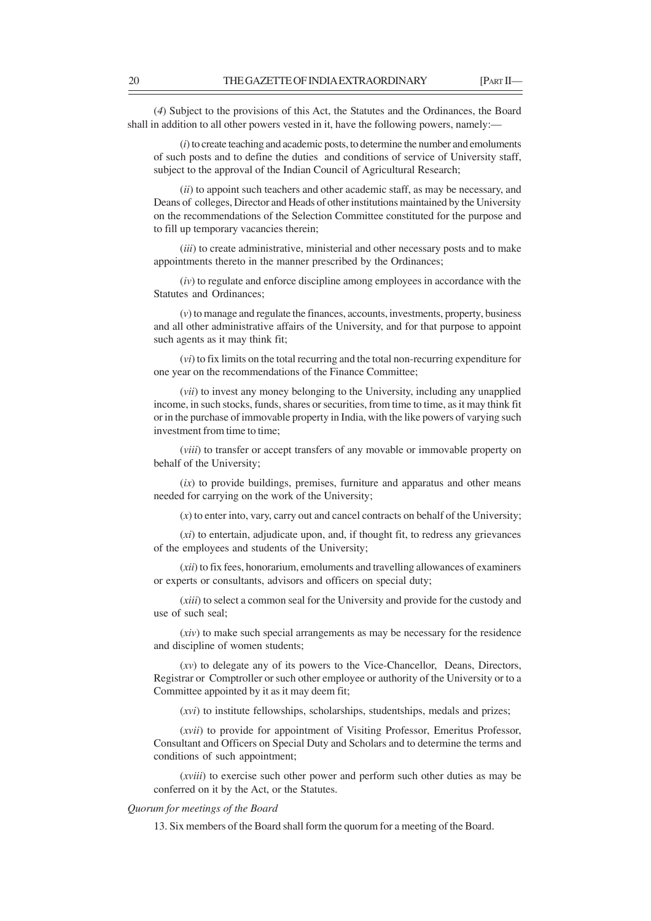(*4*) Subject to the provisions of this Act, the Statutes and the Ordinances, the Board shall in addition to all other powers vested in it, have the following powers, namely:—

(*i*) to create teaching and academic posts, to determine the number and emoluments of such posts and to define the duties and conditions of service of University staff, subject to the approval of the Indian Council of Agricultural Research;

(*ii*) to appoint such teachers and other academic staff, as may be necessary, and Deans of colleges, Director and Heads of other institutions maintained by the University on the recommendations of the Selection Committee constituted for the purpose and to fill up temporary vacancies therein;

(*iii*) to create administrative, ministerial and other necessary posts and to make appointments thereto in the manner prescribed by the Ordinances;

(*iv*) to regulate and enforce discipline among employees in accordance with the Statutes and Ordinances;

(*v*) to manage and regulate the finances, accounts, investments, property, business and all other administrative affairs of the University, and for that purpose to appoint such agents as it may think fit;

(*vi*) to fix limits on the total recurring and the total non-recurring expenditure for one year on the recommendations of the Finance Committee;

(*vii*) to invest any money belonging to the University, including any unapplied income, in such stocks, funds, shares or securities, from time to time, as it may think fit or in the purchase of immovable property in India, with the like powers of varying such investment from time to time;

(*viii*) to transfer or accept transfers of any movable or immovable property on behalf of the University;

(*ix*) to provide buildings, premises, furniture and apparatus and other means needed for carrying on the work of the University;

(*x*) to enter into, vary, carry out and cancel contracts on behalf of the University;

(*xi*) to entertain, adjudicate upon, and, if thought fit, to redress any grievances of the employees and students of the University;

(*xii*) to fix fees, honorarium, emoluments and travelling allowances of examiners or experts or consultants, advisors and officers on special duty;

(*xiii*) to select a common seal for the University and provide for the custody and use of such seal;

(*xiv*) to make such special arrangements as may be necessary for the residence and discipline of women students;

(*xv*) to delegate any of its powers to the Vice-Chancellor, Deans, Directors, Registrar or Comptroller or such other employee or authority of the University or to a Committee appointed by it as it may deem fit;

(*xvi*) to institute fellowships, scholarships, studentships, medals and prizes;

(*xvii*) to provide for appointment of Visiting Professor, Emeritus Professor, Consultant and Officers on Special Duty and Scholars and to determine the terms and conditions of such appointment;

(*xviii*) to exercise such other power and perform such other duties as may be conferred on it by the Act, or the Statutes.

*Quorum for meetings of the Board*

13. Six members of the Board shall form the quorum for a meeting of the Board.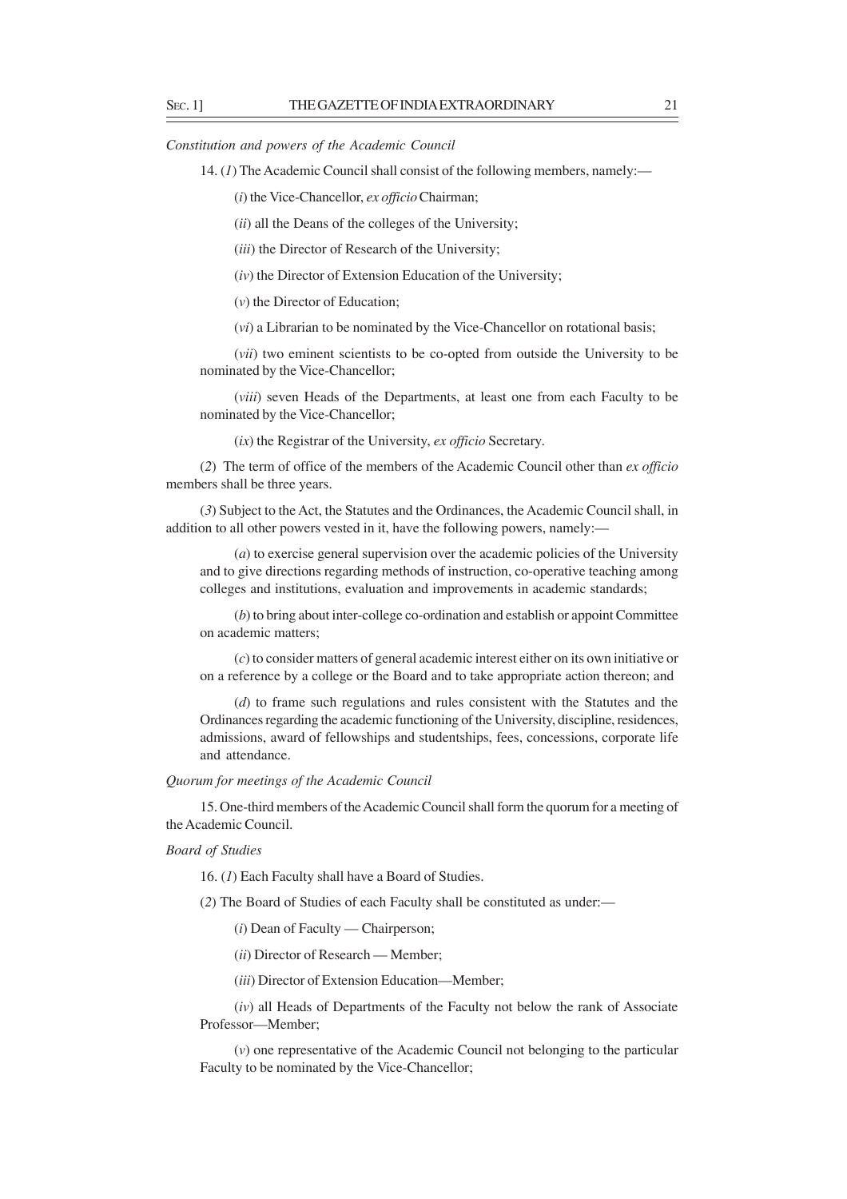*Constitution and powers of the Academic Council*

14. (*1*) The Academic Council shall consist of the following members, namely:—

(*i*) the Vice-Chancellor, *ex officio* Chairman;

(*ii*) all the Deans of the colleges of the University;

(*iii*) the Director of Research of the University;

(*iv*) the Director of Extension Education of the University;

(*v*) the Director of Education;

(*vi*) a Librarian to be nominated by the Vice-Chancellor on rotational basis;

(*vii*) two eminent scientists to be co-opted from outside the University to be nominated by the Vice-Chancellor;

(*viii*) seven Heads of the Departments, at least one from each Faculty to be nominated by the Vice-Chancellor;

(*ix*) the Registrar of the University, *ex officio* Secretary.

(*2*) The term of office of the members of the Academic Council other than *ex officio* members shall be three years.

(*3*) Subject to the Act, the Statutes and the Ordinances, the Academic Council shall, in addition to all other powers vested in it, have the following powers, namely:—

(*a*) to exercise general supervision over the academic policies of the University and to give directions regarding methods of instruction, co-operative teaching among colleges and institutions, evaluation and improvements in academic standards;

(*b*) to bring about inter-college co-ordination and establish or appoint Committee on academic matters;

(*c*) to consider matters of general academic interest either on its own initiative or on a reference by a college or the Board and to take appropriate action thereon; and

(*d*) to frame such regulations and rules consistent with the Statutes and the Ordinances regarding the academic functioning of the University, discipline, residences, admissions, award of fellowships and studentships, fees, concessions, corporate life and attendance.

*Quorum for meetings of the Academic Council*

15. One-third members of the Academic Council shall form the quorum for a meeting of the Academic Council.

*Board of Studies*

16. (*1*) Each Faculty shall have a Board of Studies.

(*2*) The Board of Studies of each Faculty shall be constituted as under:—

(*i*) Dean of Faculty — Chairperson;

(*ii*) Director of Research — Member;

(*iii*) Director of Extension Education—Member;

(*iv*) all Heads of Departments of the Faculty not below the rank of Associate Professor—Member;

(*v*) one representative of the Academic Council not belonging to the particular Faculty to be nominated by the Vice-Chancellor;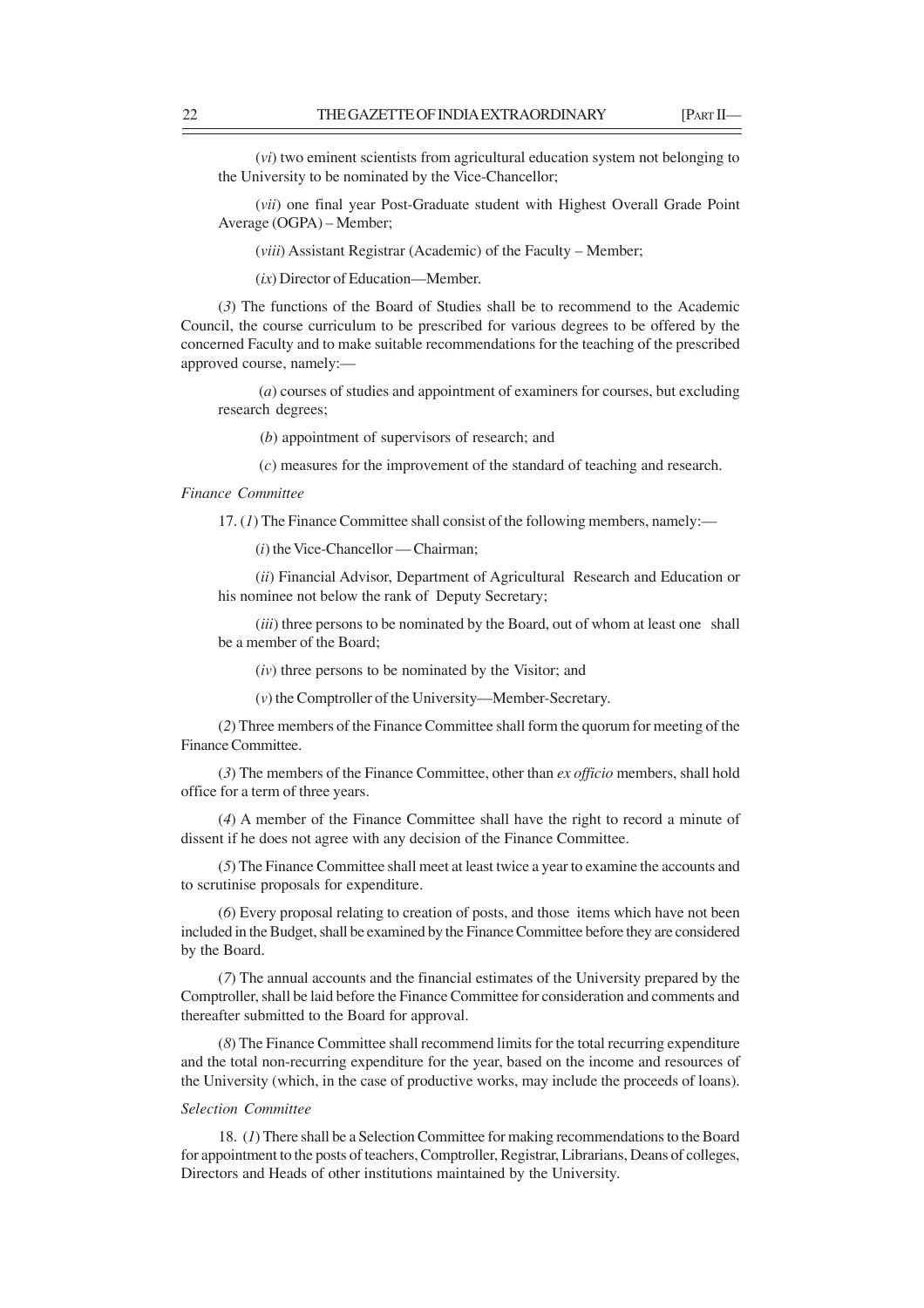(*vi*) two eminent scientists from agricultural education system not belonging to the University to be nominated by the Vice-Chancellor;

(*vii*) one final year Post-Graduate student with Highest Overall Grade Point Average (OGPA) – Member;

(*viii*) Assistant Registrar (Academic) of the Faculty – Member;

(*ix*) Director of Education—Member.

(*3*) The functions of the Board of Studies shall be to recommend to the Academic Council, the course curriculum to be prescribed for various degrees to be offered by the concerned Faculty and to make suitable recommendations for the teaching of the prescribed approved course, namely:—

(*a*) courses of studies and appointment of examiners for courses, but excluding research degrees;

(*b*) appointment of supervisors of research; and

(*c*) measures for the improvement of the standard of teaching and research.

*Finance Committee*

17. (*1*) The Finance Committee shall consist of the following members, namely:—

(*i*) the Vice-Chancellor — Chairman;

(*ii*) Financial Advisor, Department of Agricultural Research and Education or his nominee not below the rank of Deputy Secretary;

(*iii*) three persons to be nominated by the Board, out of whom at least one shall be a member of the Board;

(*iv*) three persons to be nominated by the Visitor; and

(*v*) the Comptroller of the University—Member-Secretary.

(*2*) Three members of the Finance Committee shall form the quorum for meeting of the Finance Committee.

(*3*) The members of the Finance Committee, other than *ex officio* members, shall hold office for a term of three years.

(*4*) A member of the Finance Committee shall have the right to record a minute of dissent if he does not agree with any decision of the Finance Committee.

(*5*) The Finance Committee shall meet at least twice a year to examine the accounts and to scrutinise proposals for expenditure.

(*6*) Every proposal relating to creation of posts, and those items which have not been included in the Budget, shall be examined by the Finance Committee before they are considered by the Board.

(*7*) The annual accounts and the financial estimates of the University prepared by the Comptroller, shall be laid before the Finance Committee for consideration and comments and thereafter submitted to the Board for approval.

(*8*) The Finance Committee shall recommend limits for the total recurring expenditure and the total non-recurring expenditure for the year, based on the income and resources of the University (which, in the case of productive works, may include the proceeds of loans).

*Selection Committee*

18. (*1*) There shall be a Selection Committee for making recommendations to the Board for appointment to the posts of teachers, Comptroller, Registrar, Librarians, Deans of colleges, Directors and Heads of other institutions maintained by the University.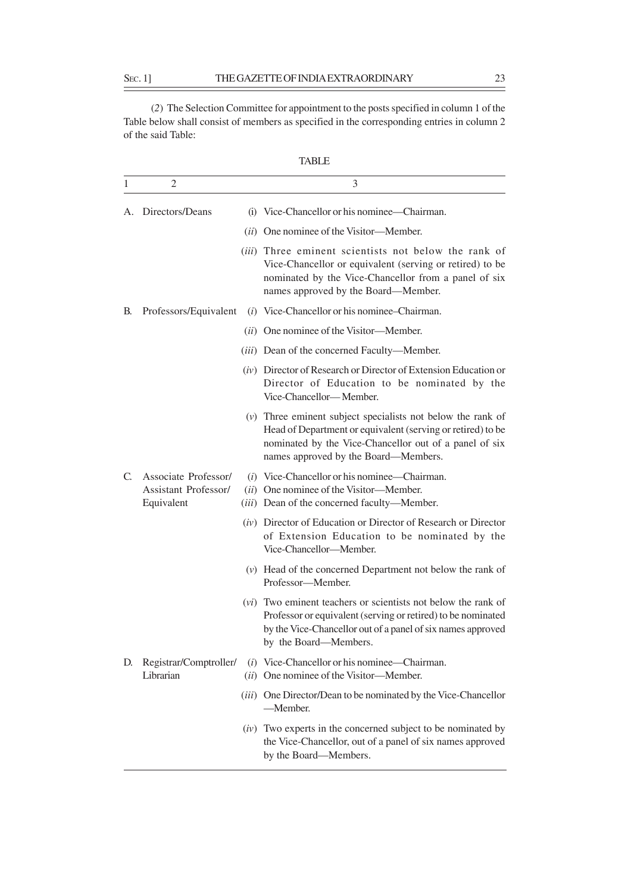(*2*) The Selection Committee for appointment to the posts specified in column 1 of the Table below shall consist of members as specified in the corresponding entries in column 2 of the said Table:

TABLE

| 1 | 2 | 3 |
|---|---|---|
| A. | Directors/Deans | (i) Vice-Chancellor or his nominee—Chairman. |
| | | (*ii*) One nominee of the Visitor—Member. |
| | | (*iii*) Three eminent scientists not below the rank of Vice-Chancellor or equivalent (serving or retired) to be nominated by the Vice-Chancellor from a panel of six names approved by the Board—Member. |
| B. | Professors/Equivalent | (*i*) Vice-Chancellor or his nominee–Chairman. |
| | | (*ii*) One nominee of the Visitor—Member. |
| | | (*iii*) Dean of the concerned Faculty—Member. |
| | | (*iv*) Director of Research or Director of Extension Education or Director of Education to be nominated by the Vice-Chancellor— Member. |
| | | (*v*) Three eminent subject specialists not below the rank of Head of Department or equivalent (serving or retired) to be nominated by the Vice-Chancellor out of a panel of six names approved by the Board—Members. |
| C. | Associate Professor/ Assistant Professor/ Equivalent | (*i*) Vice-Chancellor or his nominee—Chairman. |
| | | (*ii*) One nominee of the Visitor—Member. |
| | | (*iii*) Dean of the concerned faculty—Member. |
| | | (*iv*) Director of Education or Director of Research or Director of Extension Education to be nominated by the Vice-Chancellor—Member. |
| | | (*v*) Head of the concerned Department not below the rank of Professor—Member. |
| | | (*vi*) Two eminent teachers or scientists not below the rank of Professor or equivalent (serving or retired) to be nominated by the Vice-Chancellor out of a panel of six names approved by the Board—Members. |
| D. | Registrar/Comptroller/ Librarian | (*i*) Vice-Chancellor or his nominee—Chairman. |
| | | (*ii*) One nominee of the Visitor—Member. |
| | | (*iii*) One Director/Dean to be nominated by the Vice-Chancellor —Member. |
| | | (*iv*) Two experts in the concerned subject to be nominated by the Vice-Chancellor, out of a panel of six names approved by the Board—Members. |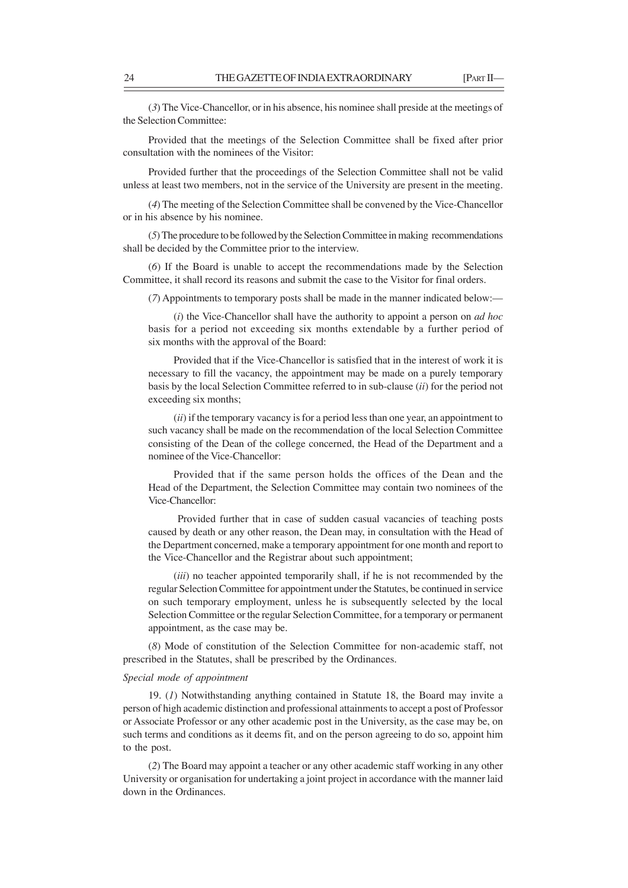(*3*) The Vice-Chancellor, or in his absence, his nominee shall preside at the meetings of the Selection Committee:

Provided that the meetings of the Selection Committee shall be fixed after prior consultation with the nominees of the Visitor:

Provided further that the proceedings of the Selection Committee shall not be valid unless at least two members, not in the service of the University are present in the meeting.

(*4*) The meeting of the Selection Committee shall be convened by the Vice-Chancellor or in his absence by his nominee.

(*5*) The procedure to be followed by the Selection Committee in making recommendations shall be decided by the Committee prior to the interview.

(*6*) If the Board is unable to accept the recommendations made by the Selection Committee, it shall record its reasons and submit the case to the Visitor for final orders.

(*7*) Appointments to temporary posts shall be made in the manner indicated below:—

(*i*) the Vice-Chancellor shall have the authority to appoint a person on *ad hoc* basis for a period not exceeding six months extendable by a further period of six months with the approval of the Board:

Provided that if the Vice-Chancellor is satisfied that in the interest of work it is necessary to fill the vacancy, the appointment may be made on a purely temporary basis by the local Selection Committee referred to in sub-clause (*ii*) for the period not exceeding six months;

(*ii*) if the temporary vacancy is for a period less than one year, an appointment to such vacancy shall be made on the recommendation of the local Selection Committee consisting of the Dean of the college concerned, the Head of the Department and a nominee of the Vice-Chancellor:

Provided that if the same person holds the offices of the Dean and the Head of the Department, the Selection Committee may contain two nominees of the Vice-Chancellor:

Provided further that in case of sudden casual vacancies of teaching posts caused by death or any other reason, the Dean may, in consultation with the Head of the Department concerned, make a temporary appointment for one month and report to the Vice-Chancellor and the Registrar about such appointment;

(*iii*) no teacher appointed temporarily shall, if he is not recommended by the regular Selection Committee for appointment under the Statutes, be continued in service on such temporary employment, unless he is subsequently selected by the local Selection Committee or the regular Selection Committee, for a temporary or permanent appointment, as the case may be.

(*8*) Mode of constitution of the Selection Committee for non-academic staff, not prescribed in the Statutes, shall be prescribed by the Ordinances.

*Special mode of appointment*

19. (*1*) Notwithstanding anything contained in Statute 18, the Board may invite a person of high academic distinction and professional attainments to accept a post of Professor or Associate Professor or any other academic post in the University, as the case may be, on such terms and conditions as it deems fit, and on the person agreeing to do so, appoint him to the post.

(*2*) The Board may appoint a teacher or any other academic staff working in any other University or organisation for undertaking a joint project in accordance with the manner laid down in the Ordinances.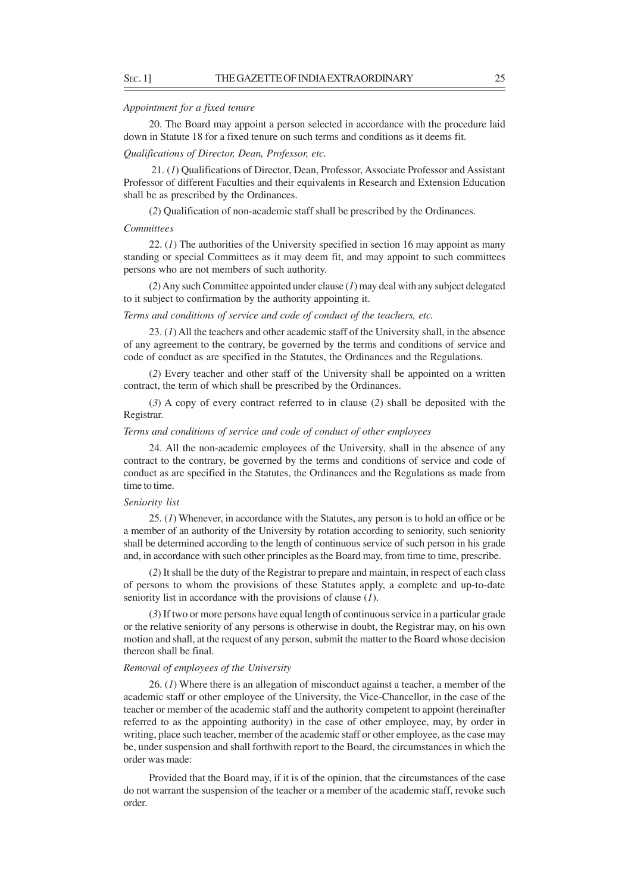*Appointment for a fixed tenure*

20. The Board may appoint a person selected in accordance with the procedure laid down in Statute 18 for a fixed tenure on such terms and conditions as it deems fit.

*Qualifications of Director, Dean, Professor, etc.*

21. (*1*) Qualifications of Director, Dean, Professor, Associate Professor and Assistant Professor of different Faculties and their equivalents in Research and Extension Education shall be as prescribed by the Ordinances.

(*2*) Qualification of non-academic staff shall be prescribed by the Ordinances.

*Committees*

22. (*1*) The authorities of the University specified in section 16 may appoint as many standing or special Committees as it may deem fit, and may appoint to such committees persons who are not members of such authority.

(*2*) Any such Committee appointed under clause (*1*) may deal with any subject delegated to it subject to confirmation by the authority appointing it.

*Terms and conditions of service and code of conduct of the teachers, etc.*

23. (*1*) All the teachers and other academic staff of the University shall, in the absence of any agreement to the contrary, be governed by the terms and conditions of service and code of conduct as are specified in the Statutes, the Ordinances and the Regulations.

(*2*) Every teacher and other staff of the University shall be appointed on a written contract, the term of which shall be prescribed by the Ordinances.

(*3*) A copy of every contract referred to in clause (*2*) shall be deposited with the Registrar.

*Terms and conditions of service and code of conduct of other employees*

24. All the non-academic employees of the University, shall in the absence of any contract to the contrary, be governed by the terms and conditions of service and code of conduct as are specified in the Statutes, the Ordinances and the Regulations as made from time to time.

*Seniority list*

25. (*1*) Whenever, in accordance with the Statutes, any person is to hold an office or be a member of an authority of the University by rotation according to seniority, such seniority shall be determined according to the length of continuous service of such person in his grade and, in accordance with such other principles as the Board may, from time to time, prescribe.

(*2*) It shall be the duty of the Registrar to prepare and maintain, in respect of each class of persons to whom the provisions of these Statutes apply, a complete and up-to-date seniority list in accordance with the provisions of clause (*1*).

(*3*) If two or more persons have equal length of continuous service in a particular grade or the relative seniority of any persons is otherwise in doubt, the Registrar may, on his own motion and shall, at the request of any person, submit the matter to the Board whose decision thereon shall be final.

*Removal of employees of the University*

26. (*1*) Where there is an allegation of misconduct against a teacher, a member of the academic staff or other employee of the University, the Vice-Chancellor, in the case of the teacher or member of the academic staff and the authority competent to appoint (hereinafter referred to as the appointing authority) in the case of other employee, may, by order in writing, place such teacher, member of the academic staff or other employee, as the case may be, under suspension and shall forthwith report to the Board, the circumstances in which the order was made:

Provided that the Board may, if it is of the opinion, that the circumstances of the case do not warrant the suspension of the teacher or a member of the academic staff, revoke such order.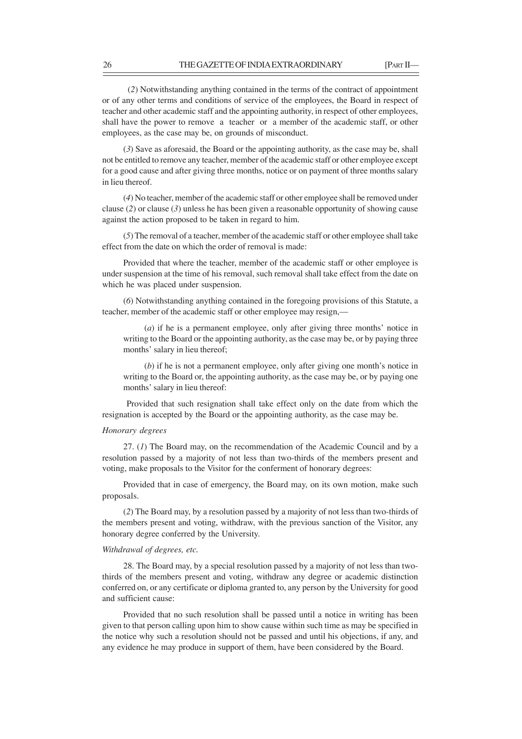(*2*) Notwithstanding anything contained in the terms of the contract of appointment or of any other terms and conditions of service of the employees, the Board in respect of teacher and other academic staff and the appointing authority, in respect of other employees, shall have the power to remove a teacher or a member of the academic staff, or other employees, as the case may be, on grounds of misconduct.

(*3*) Save as aforesaid, the Board or the appointing authority, as the case may be, shall not be entitled to remove any teacher, member of the academic staff or other employee except for a good cause and after giving three months, notice or on payment of three months salary in lieu thereof.

(*4*) No teacher, member of the academic staff or other employee shall be removed under clause (*2*) or clause (*3*) unless he has been given a reasonable opportunity of showing cause against the action proposed to be taken in regard to him.

(*5*) The removal of a teacher, member of the academic staff or other employee shall take effect from the date on which the order of removal is made:

Provided that where the teacher, member of the academic staff or other employee is under suspension at the time of his removal, such removal shall take effect from the date on which he was placed under suspension.

(*6*) Notwithstanding anything contained in the foregoing provisions of this Statute, a teacher, member of the academic staff or other employee may resign,—

(*a*) if he is a permanent employee, only after giving three months' notice in writing to the Board or the appointing authority, as the case may be, or by paying three months' salary in lieu thereof;

(*b*) if he is not a permanent employee, only after giving one month's notice in writing to the Board or, the appointing authority, as the case may be, or by paying one months' salary in lieu thereof:

Provided that such resignation shall take effect only on the date from which the resignation is accepted by the Board or the appointing authority, as the case may be.

*Honorary degrees*

27. (*1*) The Board may, on the recommendation of the Academic Council and by a resolution passed by a majority of not less than two-thirds of the members present and voting, make proposals to the Visitor for the conferment of honorary degrees:

Provided that in case of emergency, the Board may, on its own motion, make such proposals.

(*2*) The Board may, by a resolution passed by a majority of not less than two-thirds of the members present and voting, withdraw, with the previous sanction of the Visitor, any honorary degree conferred by the University.

*Withdrawal of degrees, etc.*

28. The Board may, by a special resolution passed by a majority of not less than two-thirds of the members present and voting, withdraw any degree or academic distinction conferred on, or any certificate or diploma granted to, any person by the University for good and sufficient cause:

Provided that no such resolution shall be passed until a notice in writing has been given to that person calling upon him to show cause within such time as may be specified in the notice why such a resolution should not be passed and until his objections, if any, and any evidence he may produce in support of them, have been considered by the Board.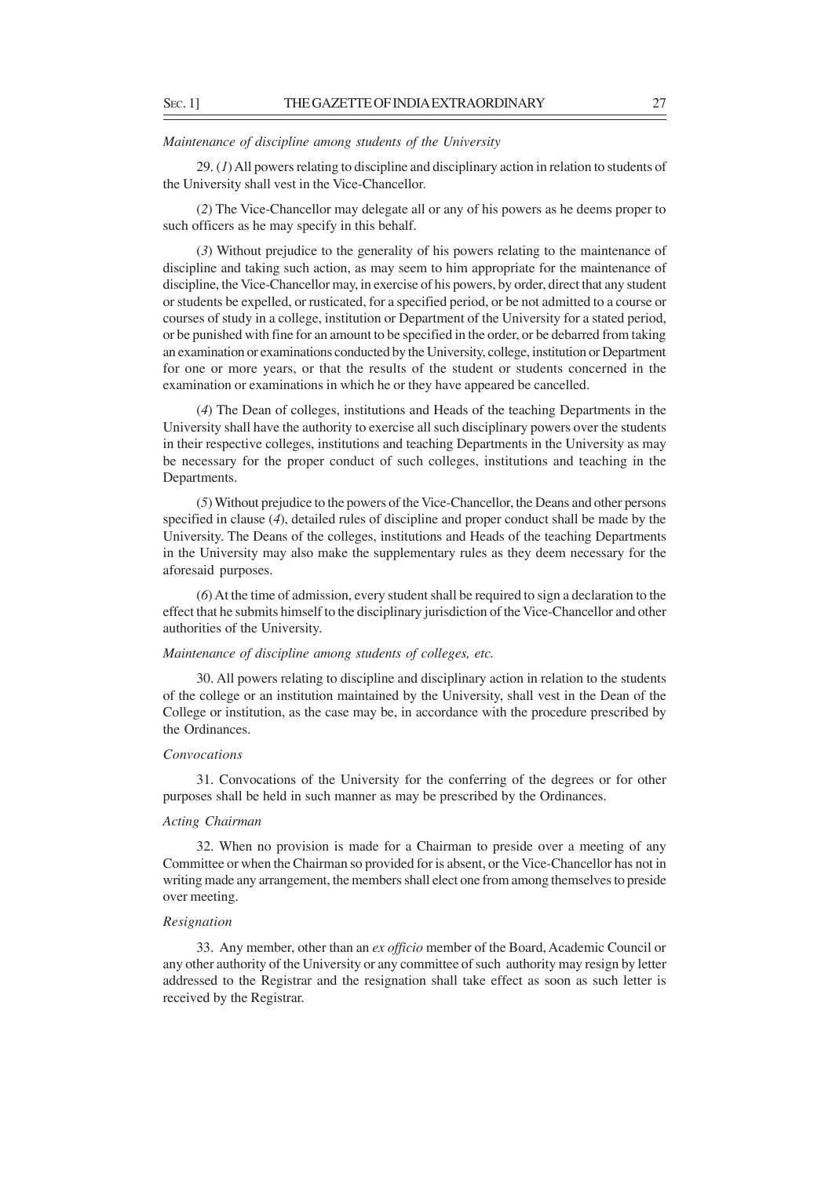*Maintenance of discipline among students of the University*

29. (*1*) All powers relating to discipline and disciplinary action in relation to students of the University shall vest in the Vice-Chancellor.

(*2*) The Vice-Chancellor may delegate all or any of his powers as he deems proper to such officers as he may specify in this behalf.

(*3*) Without prejudice to the generality of his powers relating to the maintenance of discipline and taking such action, as may seem to him appropriate for the maintenance of discipline, the Vice-Chancellor may, in exercise of his powers, by order, direct that any student or students be expelled, or rusticated, for a specified period, or be not admitted to a course or courses of study in a college, institution or Department of the University for a stated period, or be punished with fine for an amount to be specified in the order, or be debarred from taking an examination or examinations conducted by the University, college, institution or Department for one or more years, or that the results of the student or students concerned in the examination or examinations in which he or they have appeared be cancelled.

(*4*) The Dean of colleges, institutions and Heads of the teaching Departments in the University shall have the authority to exercise all such disciplinary powers over the students in their respective colleges, institutions and teaching Departments in the University as may be necessary for the proper conduct of such colleges, institutions and teaching in the Departments.

(*5*) Without prejudice to the powers of the Vice-Chancellor, the Deans and other persons specified in clause (*4*), detailed rules of discipline and proper conduct shall be made by the University. The Deans of the colleges, institutions and Heads of the teaching Departments in the University may also make the supplementary rules as they deem necessary for the aforesaid purposes.

(*6*) At the time of admission, every student shall be required to sign a declaration to the effect that he submits himself to the disciplinary jurisdiction of the Vice-Chancellor and other authorities of the University.

*Maintenance of discipline among students of colleges, etc.*

30. All powers relating to discipline and disciplinary action in relation to the students of the college or an institution maintained by the University, shall vest in the Dean of the College or institution, as the case may be, in accordance with the procedure prescribed by the Ordinances.

*Convocations*

31. Convocations of the University for the conferring of the degrees or for other purposes shall be held in such manner as may be prescribed by the Ordinances.

*Acting Chairman*

32. When no provision is made for a Chairman to preside over a meeting of any Committee or when the Chairman so provided for is absent, or the Vice-Chancellor has not in writing made any arrangement, the members shall elect one from among themselves to preside over meeting.

*Resignation*

33. Any member, other than an *ex officio* member of the Board, Academic Council or any other authority of the University or any committee of such authority may resign by letter addressed to the Registrar and the resignation shall take effect as soon as such letter is received by the Registrar.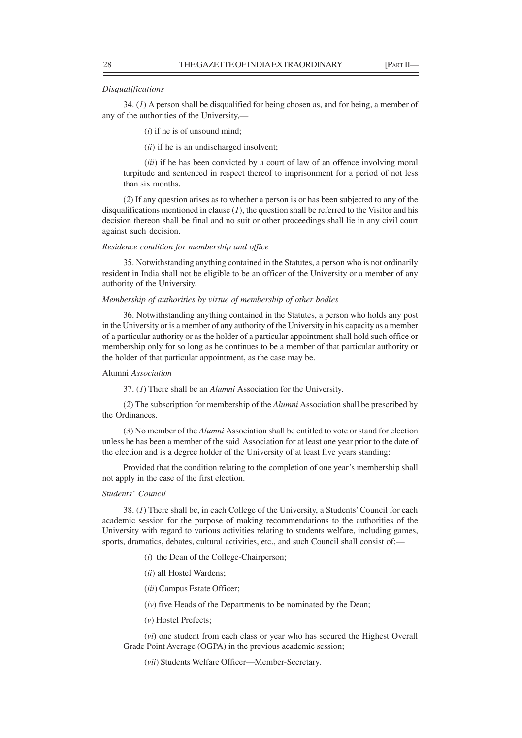*Disqualifications*

34. (*1*) A person shall be disqualified for being chosen as, and for being, a member of any of the authorities of the University,—

(*i*) if he is of unsound mind;

(*ii*) if he is an undischarged insolvent;

(*iii*) if he has been convicted by a court of law of an offence involving moral turpitude and sentenced in respect thereof to imprisonment for a period of not less than six months.

(*2*) If any question arises as to whether a person is or has been subjected to any of the disqualifications mentioned in clause (*1*), the question shall be referred to the Visitor and his decision thereon shall be final and no suit or other proceedings shall lie in any civil court against such decision.

*Residence condition for membership and office*

35. Notwithstanding anything contained in the Statutes, a person who is not ordinarily resident in India shall not be eligible to be an officer of the University or a member of any authority of the University.

*Membership of authorities by virtue of membership of other bodies*

36. Notwithstanding anything contained in the Statutes, a person who holds any post in the University or is a member of any authority of the University in his capacity as a member of a particular authority or as the holder of a particular appointment shall hold such office or membership only for so long as he continues to be a member of that particular authority or the holder of that particular appointment, as the case may be.

Alumni *Association*

37. (*1*) There shall be an *Alumni* Association for the University.

(*2*) The subscription for membership of the *Alumni* Association shall be prescribed by the Ordinances.

(*3*) No member of the *Alumni* Association shall be entitled to vote or stand for election unless he has been a member of the said Association for at least one year prior to the date of the election and is a degree holder of the University of at least five years standing:

Provided that the condition relating to the completion of one year's membership shall not apply in the case of the first election.

*Students' Council*

38. (*1*) There shall be, in each College of the University, a Students' Council for each academic session for the purpose of making recommendations to the authorities of the University with regard to various activities relating to students welfare, including games, sports, dramatics, debates, cultural activities, etc., and such Council shall consist of:—

(*i*) the Dean of the College-Chairperson;

(*ii*) all Hostel Wardens;

(*iii*) Campus Estate Officer;

(*iv*) five Heads of the Departments to be nominated by the Dean;

(*v*) Hostel Prefects;

(*vi*) one student from each class or year who has secured the Highest Overall Grade Point Average (OGPA) in the previous academic session;

(*vii*) Students Welfare Officer—Member-Secretary.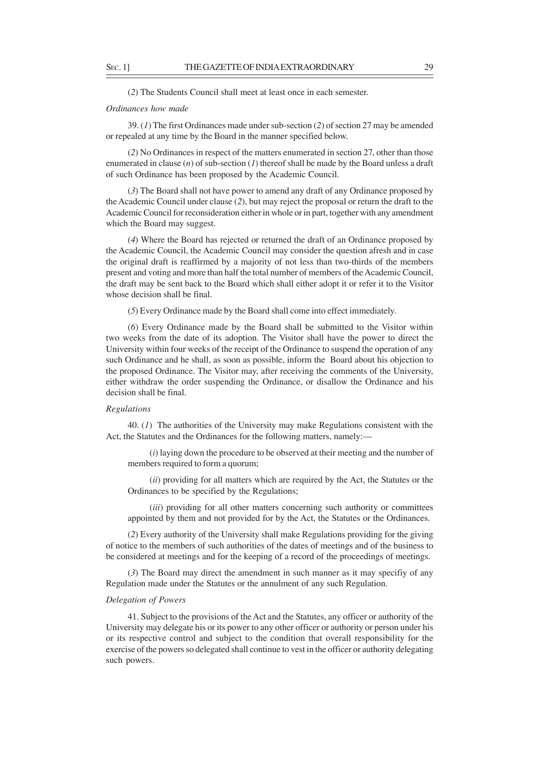(*2*) The Students Council shall meet at least once in each semester.

*Ordinances how made*

39. (*1*) The first Ordinances made under sub-section (*2*) of section 27 may be amended or repealed at any time by the Board in the manner specified below.

(*2*) No Ordinances in respect of the matters enumerated in section 27, other than those enumerated in clause (*n*) of sub-section (*1*) thereof shall be made by the Board unless a draft of such Ordinance has been proposed by the Academic Council.

(*3*) The Board shall not have power to amend any draft of any Ordinance proposed by the Academic Council under clause (*2*), but may reject the proposal or return the draft to the Academic Council for reconsideration either in whole or in part, together with any amendment which the Board may suggest.

(*4*) Where the Board has rejected or returned the draft of an Ordinance proposed by the Academic Council, the Academic Council may consider the question afresh and in case the original draft is reaffirmed by a majority of not less than two-thirds of the members present and voting and more than half the total number of members of the Academic Council, the draft may be sent back to the Board which shall either adopt it or refer it to the Visitor whose decision shall be final.

(*5*) Every Ordinance made by the Board shall come into effect immediately.

(*6*) Every Ordinance made by the Board shall be submitted to the Visitor within two weeks from the date of its adoption. The Visitor shall have the power to direct the University within four weeks of the receipt of the Ordinance to suspend the operation of any such Ordinance and he shall, as soon as possible, inform the Board about his objection to the proposed Ordinance. The Visitor may, after receiving the comments of the University, either withdraw the order suspending the Ordinance, or disallow the Ordinance and his decision shall be final.

*Regulations*

40. (*1*) The authorities of the University may make Regulations consistent with the Act, the Statutes and the Ordinances for the following matters, namely:—

(*i*) laying down the procedure to be observed at their meeting and the number of members required to form a quorum;

(*ii*) providing for all matters which are required by the Act, the Statutes or the Ordinances to be specified by the Regulations;

(*iii*) providing for all other matters concerning such authority or committees appointed by them and not provided for by the Act, the Statutes or the Ordinances.

(*2*) Every authority of the University shall make Regulations providing for the giving of notice to the members of such authorities of the dates of meetings and of the business to be considered at meetings and for the keeping of a record of the proceedings of meetings.

(*3*) The Board may direct the amendment in such manner as it may specifiy of any Regulation made under the Statutes or the annulment of any such Regulation.

*Delegation of Powers*

41. Subject to the provisions of the Act and the Statutes, any officer or authority of the University may delegate his or its power to any other officer or authority or person under his or its respective control and subject to the condition that overall responsibility for the exercise of the powers so delegated shall continue to vest in the officer or authority delegating such powers.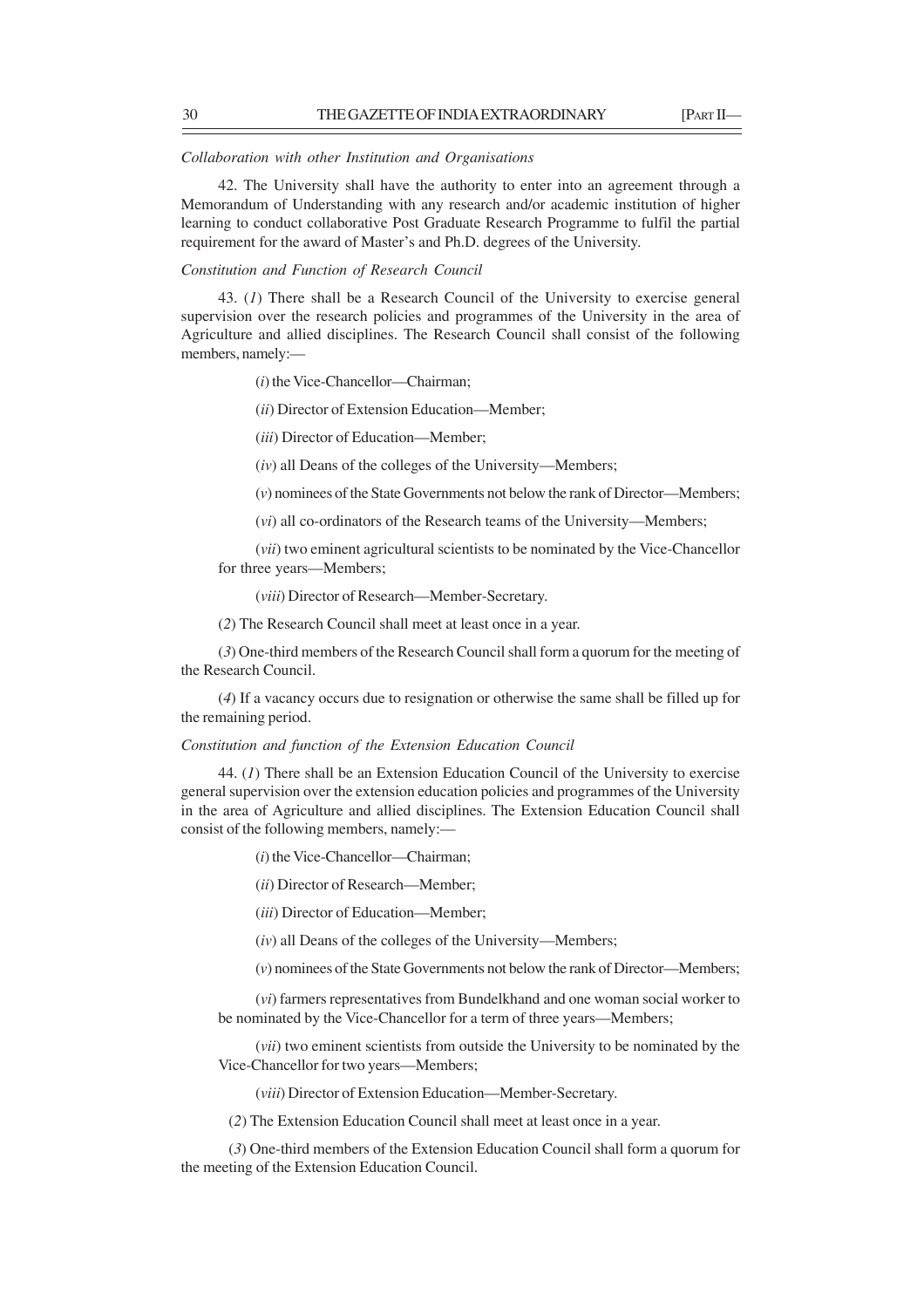*Collaboration with other Institution and Organisations*

42. The University shall have the authority to enter into an agreement through a Memorandum of Understanding with any research and/or academic institution of higher learning to conduct collaborative Post Graduate Research Programme to fulfil the partial requirement for the award of Master's and Ph.D. degrees of the University.

*Constitution and Function of Research Council*

43. (*1*) There shall be a Research Council of the University to exercise general supervision over the research policies and programmes of the University in the area of Agriculture and allied disciplines. The Research Council shall consist of the following members, namely:—

(*i*) the Vice-Chancellor—Chairman;

(*ii*) Director of Extension Education—Member;

(*iii*) Director of Education—Member;

(*iv*) all Deans of the colleges of the University—Members;

(*v*) nominees of the State Governments not below the rank of Director—Members;

(*vi*) all co-ordinators of the Research teams of the University—Members;

(*vii*) two eminent agricultural scientists to be nominated by the Vice-Chancellor for three years—Members;

(*viii*) Director of Research—Member-Secretary.

(*2*) The Research Council shall meet at least once in a year.

(*3*) One-third members of the Research Council shall form a quorum for the meeting of the Research Council.

(*4*) If a vacancy occurs due to resignation or otherwise the same shall be filled up for the remaining period.

*Constitution and function of the Extension Education Council*

44. (*1*) There shall be an Extension Education Council of the University to exercise general supervision over the extension education policies and programmes of the University in the area of Agriculture and allied disciplines. The Extension Education Council shall consist of the following members, namely:—

(*i*) the Vice-Chancellor—Chairman;

(*ii*) Director of Research—Member;

(*iii*) Director of Education—Member;

(*iv*) all Deans of the colleges of the University—Members;

(*v*) nominees of the State Governments not below the rank of Director—Members;

(*vi*) farmers representatives from Bundelkhand and one woman social worker to be nominated by the Vice-Chancellor for a term of three years—Members;

(*vii*) two eminent scientists from outside the University to be nominated by the Vice-Chancellor for two years—Members;

(*viii*) Director of Extension Education—Member-Secretary.

(*2*) The Extension Education Council shall meet at least once in a year.

(*3*) One-third members of the Extension Education Council shall form a quorum for the meeting of the Extension Education Council.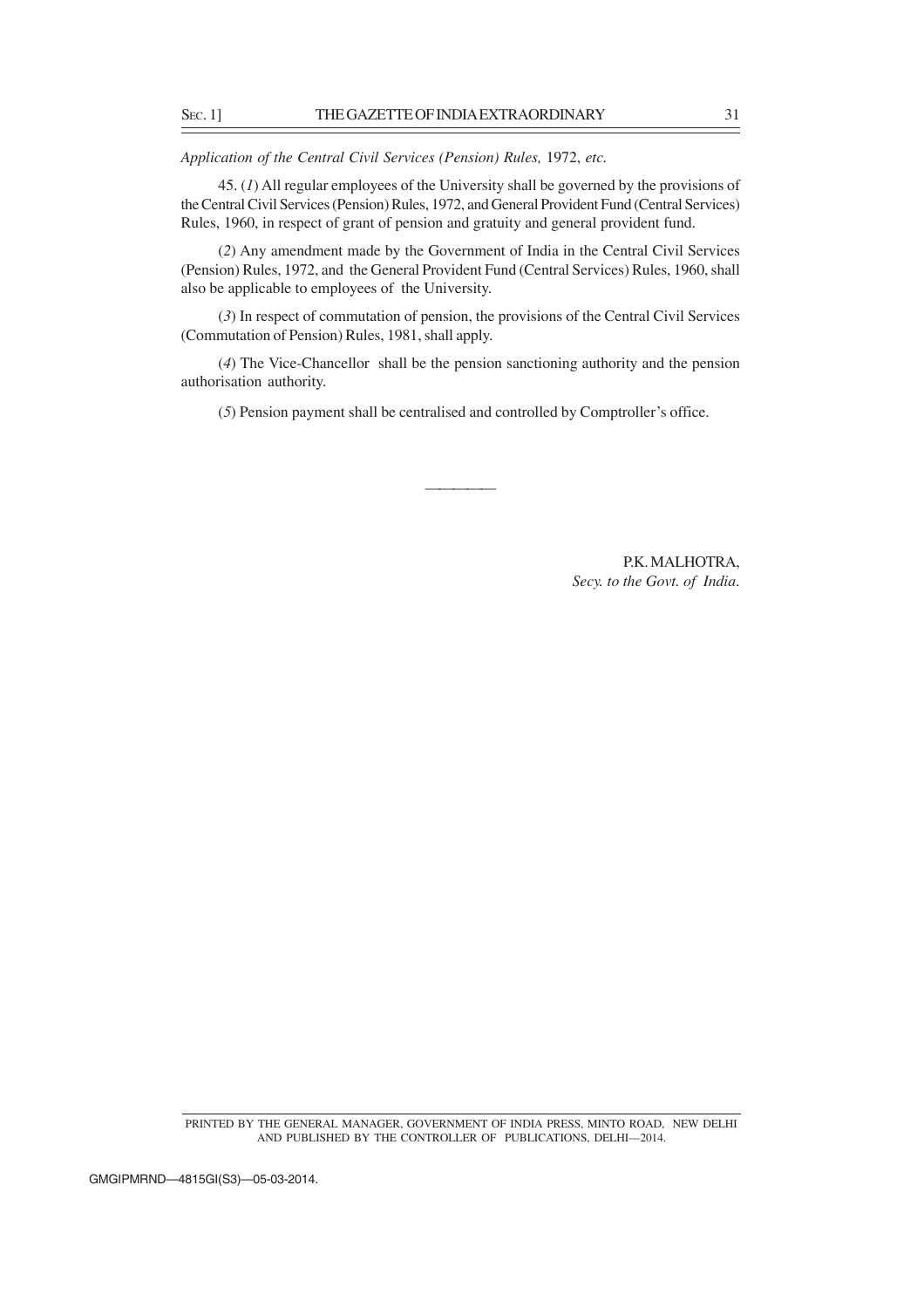*Application of the Central Civil Services (Pension) Rules,* 1972, *etc.*

45. (*1*) All regular employees of the University shall be governed by the provisions of the Central Civil Services (Pension) Rules, 1972, and General Provident Fund (Central Services) Rules, 1960, in respect of grant of pension and gratuity and general provident fund.

(*2*) Any amendment made by the Government of India in the Central Civil Services (Pension) Rules, 1972, and the General Provident Fund (Central Services) Rules, 1960, shall also be applicable to employees of the University.

(*3*) In respect of commutation of pension, the provisions of the Central Civil Services (Commutation of Pension) Rules, 1981, shall apply.

(*4*) The Vice-Chancellor shall be the pension sanctioning authority and the pension authorisation authority.

(*5*) Pension payment shall be centralised and controlled by Comptroller's office.

---

P.K. MALHOTRA,
*Secy. to the Govt. of India.*

PRINTED BY THE GENERAL MANAGER, GOVERNMENT OF INDIA PRESS, MINTO ROAD, NEW DELHI AND PUBLISHED BY THE CONTROLLER OF PUBLICATIONS, DELHI—2014.

GMGIPMRND—4815GI(S3)—05-03-2014.